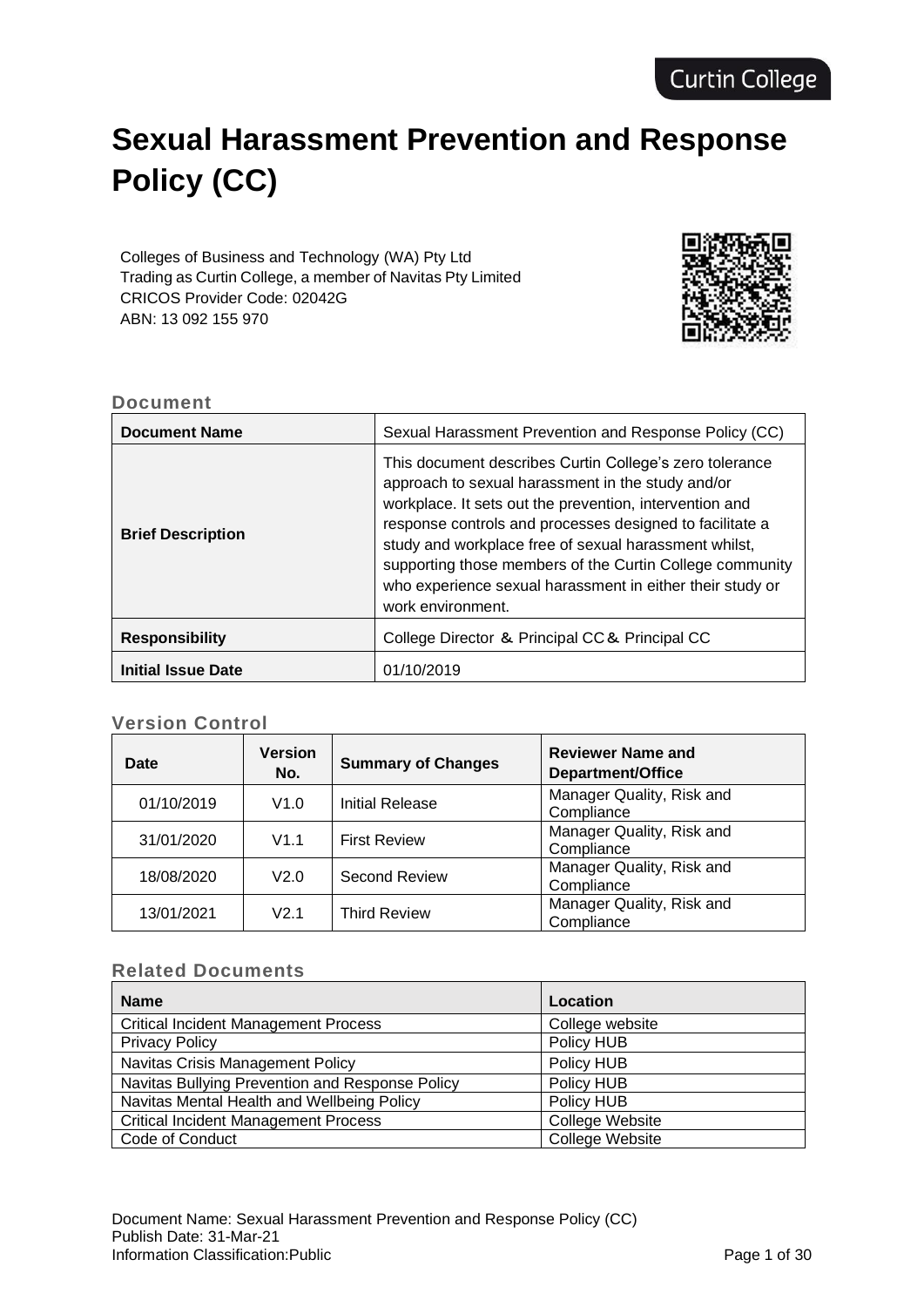Curtin College

# Sexual Harassment Prevention and Response Policy (CC)

Colleges of Business and Technology (WA) Pty Ltd
Trading as Curtin College, a member of Navitas Pty Limited
CRICOS Provider Code: 02042G
ABN: 13 092 155 970

## Document

| Document Name | Sexual Harassment Prevention and Response Policy (CC) |
|---|---|
| Brief Description | This document describes Curtin College's zero tolerance approach to sexual harassment in the study and/or workplace. It sets out the prevention, intervention and response controls and processes designed to facilitate a study and workplace free of sexual harassment whilst, supporting those members of the Curtin College community who experience sexual harassment in either their study or work environment. |
| Responsibility | College Director & Principal CC & Principal CC |
| Initial Issue Date | 01/10/2019 |

## Version Control

| Date | Version No. | Summary of Changes | Reviewer Name and Department/Office |
|---|---|---|---|
| 01/10/2019 | V1.0 | Initial Release | Manager Quality, Risk and Compliance |
| 31/01/2020 | V1.1 | First Review | Manager Quality, Risk and Compliance |
| 18/08/2020 | V2.0 | Second Review | Manager Quality, Risk and Compliance |
| 13/01/2021 | V2.1 | Third Review | Manager Quality, Risk and Compliance |

## Related Documents

| Name | Location |
|---|---|
| Critical Incident Management Process | College website |
| Privacy Policy | Policy HUB |
| Navitas Crisis Management Policy | Policy HUB |
| Navitas Bullying Prevention and Response Policy | Policy HUB |
| Navitas Mental Health and Wellbeing Policy | Policy HUB |
| Critical Incident Management Process | College Website |
| Code of Conduct | College Website |

Document Name: Sexual Harassment Prevention and Response Policy (CC)
Publish Date: 31-Mar-21
Information Classification:Public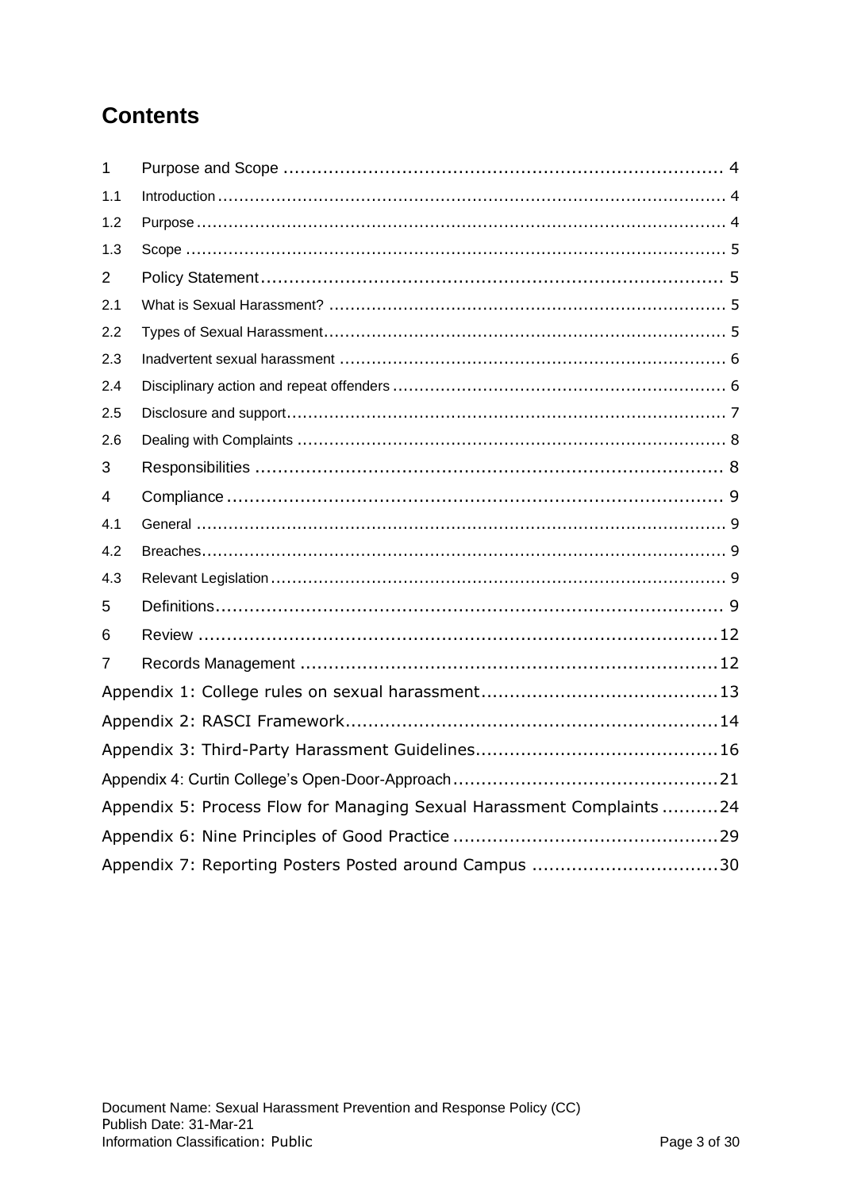# Contents

| | | |
|---|---|---|
| 1 | Purpose and Scope | 4 |
| 1.1 | Introduction | 4 |
| 1.2 | Purpose | 4 |
| 1.3 | Scope | 5 |
| 2 | Policy Statement | 5 |
| 2.1 | What is Sexual Harassment? | 5 |
| 2.2 | Types of Sexual Harassment | 5 |
| 2.3 | Inadvertent sexual harassment | 6 |
| 2.4 | Disciplinary action and repeat offenders | 6 |
| 2.5 | Disclosure and support | 7 |
| 2.6 | Dealing with Complaints | 8 |
| 3 | Responsibilities | 8 |
| 4 | Compliance | 9 |
| 4.1 | General | 9 |
| 4.2 | Breaches | 9 |
| 4.3 | Relevant Legislation | 9 |
| 5 | Definitions | 9 |
| 6 | Review | 12 |
| 7 | Records Management | 12 |
| | Appendix 1: College rules on sexual harassment | 13 |
| | Appendix 2: RASCI Framework | 14 |
| | Appendix 3: Third-Party Harassment Guidelines | 16 |
| | Appendix 4: Curtin College's Open-Door-Approach | 21 |
| | Appendix 5: Process Flow for Managing Sexual Harassment Complaints | 24 |
| | Appendix 6: Nine Principles of Good Practice | 29 |
| | Appendix 7: Reporting Posters Posted around Campus | 30 |

Document Name: Sexual Harassment Prevention and Response Policy (CC)
Publish Date: 31-Mar-21
Information Classification: Public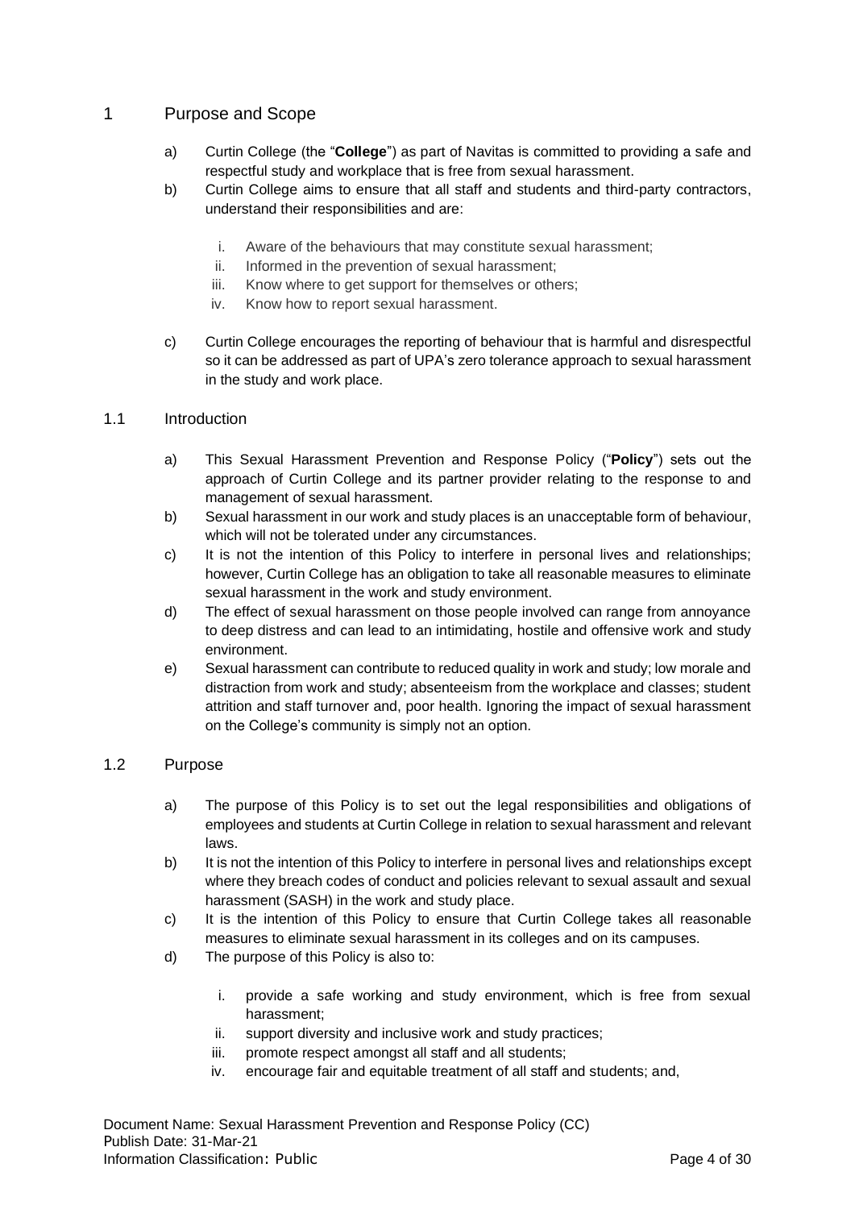# 1 Purpose and Scope

a) Curtin College (the "**College**") as part of Navitas is committed to providing a safe and respectful study and workplace that is free from sexual harassment.

b) Curtin College aims to ensure that all staff and students and third-party contractors, understand their responsibilities and are:

   i. Aware of the behaviours that may constitute sexual harassment;
   ii. Informed in the prevention of sexual harassment;
   iii. Know where to get support for themselves or others;
   iv. Know how to report sexual harassment.

c) Curtin College encourages the reporting of behaviour that is harmful and disrespectful so it can be addressed as part of UPA's zero tolerance approach to sexual harassment in the study and work place.

## 1.1 Introduction

a) This Sexual Harassment Prevention and Response Policy ("**Policy**") sets out the approach of Curtin College and its partner provider relating to the response to and management of sexual harassment.

b) Sexual harassment in our work and study places is an unacceptable form of behaviour, which will not be tolerated under any circumstances.

c) It is not the intention of this Policy to interfere in personal lives and relationships; however, Curtin College has an obligation to take all reasonable measures to eliminate sexual harassment in the work and study environment.

d) The effect of sexual harassment on those people involved can range from annoyance to deep distress and can lead to an intimidating, hostile and offensive work and study environment.

e) Sexual harassment can contribute to reduced quality in work and study; low morale and distraction from work and study; absenteeism from the workplace and classes; student attrition and staff turnover and, poor health. Ignoring the impact of sexual harassment on the College's community is simply not an option.

## 1.2 Purpose

a) The purpose of this Policy is to set out the legal responsibilities and obligations of employees and students at Curtin College in relation to sexual harassment and relevant laws.

b) It is not the intention of this Policy to interfere in personal lives and relationships except where they breach codes of conduct and policies relevant to sexual assault and sexual harassment (SASH) in the work and study place.

c) It is the intention of this Policy to ensure that Curtin College takes all reasonable measures to eliminate sexual harassment in its colleges and on its campuses.

d) The purpose of this Policy is also to:

   i. provide a safe working and study environment, which is free from sexual harassment;
   ii. support diversity and inclusive work and study practices;
   iii. promote respect amongst all staff and all students;
   iv. encourage fair and equitable treatment of all staff and students; and,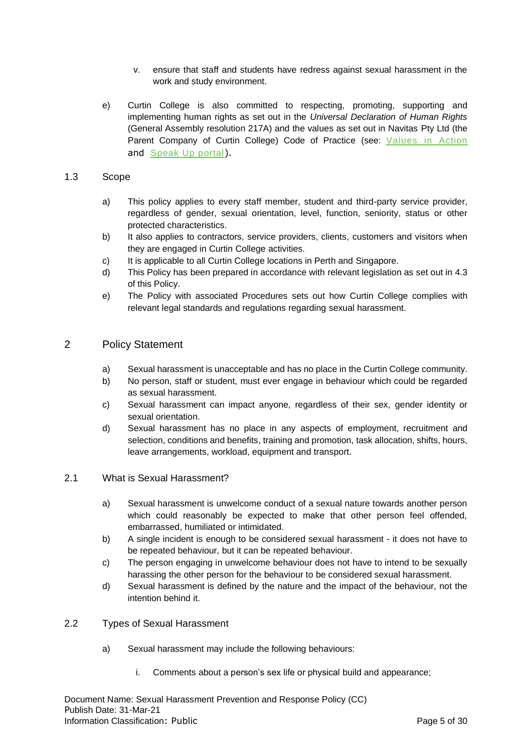v. ensure that staff and students have redress against sexual harassment in the work and study environment.

e) Curtin College is also committed to respecting, promoting, supporting and implementing human rights as set out in the *Universal Declaration of Human Rights* (General Assembly resolution 217A) and the values as set out in Navitas Pty Ltd (the Parent Company of Curtin College) Code of Practice (see: Values in Action and Speak Up portal).

### 1.3 Scope

a) This policy applies to every staff member, student and third-party service provider, regardless of gender, sexual orientation, level, function, seniority, status or other protected characteristics.

b) It also applies to contractors, service providers, clients, customers and visitors when they are engaged in Curtin College activities.

c) It is applicable to all Curtin College locations in Perth and Singapore.

d) This Policy has been prepared in accordance with relevant legislation as set out in 4.3 of this Policy.

e) The Policy with associated Procedures sets out how Curtin College complies with relevant legal standards and regulations regarding sexual harassment.

## 2 Policy Statement

a) Sexual harassment is unacceptable and has no place in the Curtin College community.

b) No person, staff or student, must ever engage in behaviour which could be regarded as sexual harassment.

c) Sexual harassment can impact anyone, regardless of their sex, gender identity or sexual orientation.

d) Sexual harassment has no place in any aspects of employment, recruitment and selection, conditions and benefits, training and promotion, task allocation, shifts, hours, leave arrangements, workload, equipment and transport.

### 2.1 What is Sexual Harassment?

a) Sexual harassment is unwelcome conduct of a sexual nature towards another person which could reasonably be expected to make that other person feel offended, embarrassed, humiliated or intimidated.

b) A single incident is enough to be considered sexual harassment - it does not have to be repeated behaviour, but it can be repeated behaviour.

c) The person engaging in unwelcome behaviour does not have to intend to be sexually harassing the other person for the behaviour to be considered sexual harassment.

d) Sexual harassment is defined by the nature and the impact of the behaviour, not the intention behind it.

### 2.2 Types of Sexual Harassment

a) Sexual harassment may include the following behaviours:

i. Comments about a person's sex life or physical build and appearance;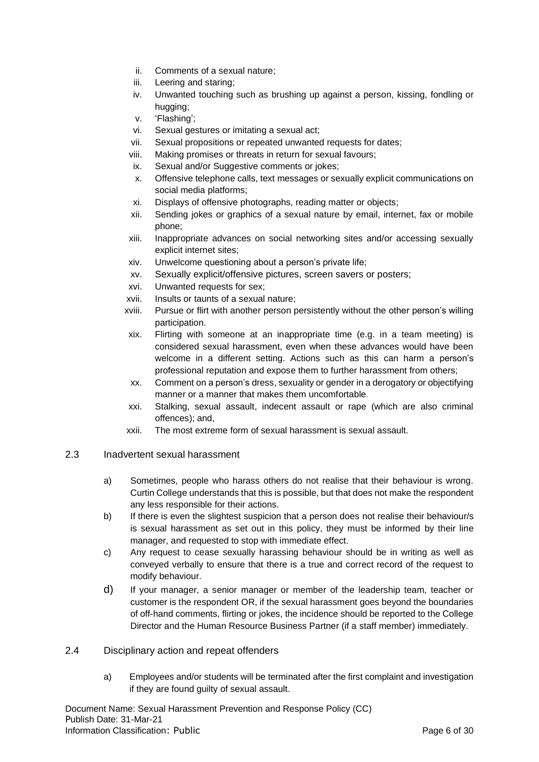ii. Comments of a sexual nature;
iii. Leering and staring;
iv. Unwanted touching such as brushing up against a person, kissing, fondling or hugging;
v. 'Flashing';
vi. Sexual gestures or imitating a sexual act;
vii. Sexual propositions or repeated unwanted requests for dates;
viii. Making promises or threats in return for sexual favours;
ix. Sexual and/or Suggestive comments or jokes;
x. Offensive telephone calls, text messages or sexually explicit communications on social media platforms;
xi. Displays of offensive photographs, reading matter or objects;
xii. Sending jokes or graphics of a sexual nature by email, internet, fax or mobile phone;
xiii. Inappropriate advances on social networking sites and/or accessing sexually explicit internet sites;
xiv. Unwelcome questioning about a person's private life;
xv. Sexually explicit/offensive pictures, screen savers or posters;
xvi. Unwanted requests for sex;
xvii. Insults or taunts of a sexual nature;
xviii. Pursue or flirt with another person persistently without the other person's willing participation.
xix. Flirting with someone at an inappropriate time (e.g. in a team meeting) is considered sexual harassment, even when these advances would have been welcome in a different setting. Actions such as this can harm a person's professional reputation and expose them to further harassment from others;
xx. Comment on a person's dress, sexuality or gender in a derogatory or objectifying manner or a manner that makes them uncomfortable.
xxi. Stalking, sexual assault, indecent assault or rape (which are also criminal offences); and,
xxii. The most extreme form of sexual harassment is sexual assault.

## 2.3 Inadvertent sexual harassment

a) Sometimes, people who harass others do not realise that their behaviour is wrong. Curtin College understands that this is possible, but that does not make the respondent any less responsible for their actions.

b) If there is even the slightest suspicion that a person does not realise their behaviour/s is sexual harassment as set out in this policy, they must be informed by their line manager, and requested to stop with immediate effect.

c) Any request to cease sexually harassing behaviour should be in writing as well as conveyed verbally to ensure that there is a true and correct record of the request to modify behaviour.

d) If your manager, a senior manager or member of the leadership team, teacher or customer is the respondent OR, if the sexual harassment goes beyond the boundaries of off-hand comments, flirting or jokes, the incidence should be reported to the College Director and the Human Resource Business Partner (if a staff member) immediately.

## 2.4 Disciplinary action and repeat offenders

a) Employees and/or students will be terminated after the first complaint and investigation if they are found guilty of sexual assault.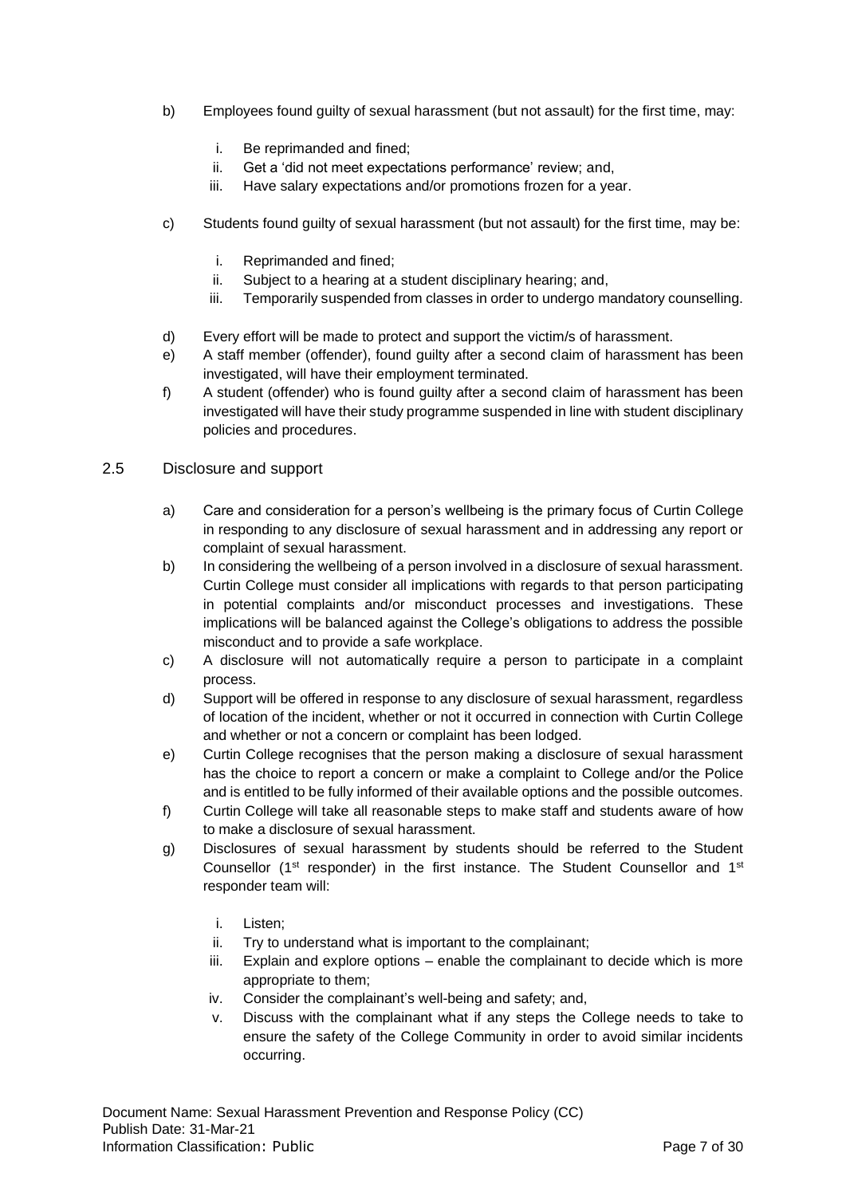b) Employees found guilty of sexual harassment (but not assault) for the first time, may:

   i. Be reprimanded and fined;
   ii. Get a 'did not meet expectations performance' review; and,
   iii. Have salary expectations and/or promotions frozen for a year.

c) Students found guilty of sexual harassment (but not assault) for the first time, may be:

   i. Reprimanded and fined;
   ii. Subject to a hearing at a student disciplinary hearing; and,
   iii. Temporarily suspended from classes in order to undergo mandatory counselling.

d) Every effort will be made to protect and support the victim/s of harassment.

e) A staff member (offender), found guilty after a second claim of harassment has been investigated, will have their employment terminated.

f) A student (offender) who is found guilty after a second claim of harassment has been investigated will have their study programme suspended in line with student disciplinary policies and procedures.

## 2.5 Disclosure and support

a) Care and consideration for a person's wellbeing is the primary focus of Curtin College in responding to any disclosure of sexual harassment and in addressing any report or complaint of sexual harassment.

b) In considering the wellbeing of a person involved in a disclosure of sexual harassment. Curtin College must consider all implications with regards to that person participating in potential complaints and/or misconduct processes and investigations. These implications will be balanced against the College's obligations to address the possible misconduct and to provide a safe workplace.

c) A disclosure will not automatically require a person to participate in a complaint process.

d) Support will be offered in response to any disclosure of sexual harassment, regardless of location of the incident, whether or not it occurred in connection with Curtin College and whether or not a concern or complaint has been lodged.

e) Curtin College recognises that the person making a disclosure of sexual harassment has the choice to report a concern or make a complaint to College and/or the Police and is entitled to be fully informed of their available options and the possible outcomes.

f) Curtin College will take all reasonable steps to make staff and students aware of how to make a disclosure of sexual harassment.

g) Disclosures of sexual harassment by students should be referred to the Student Counsellor (1st responder) in the first instance. The Student Counsellor and 1st responder team will:

   i. Listen;
   ii. Try to understand what is important to the complainant;
   iii. Explain and explore options – enable the complainant to decide which is more appropriate to them;
   iv. Consider the complainant's well-being and safety; and,
   v. Discuss with the complainant what if any steps the College needs to take to ensure the safety of the College Community in order to avoid similar incidents occurring.

Document Name: Sexual Harassment Prevention and Response Policy (CC)
Publish Date: 31-Mar-21
Information Classification: Public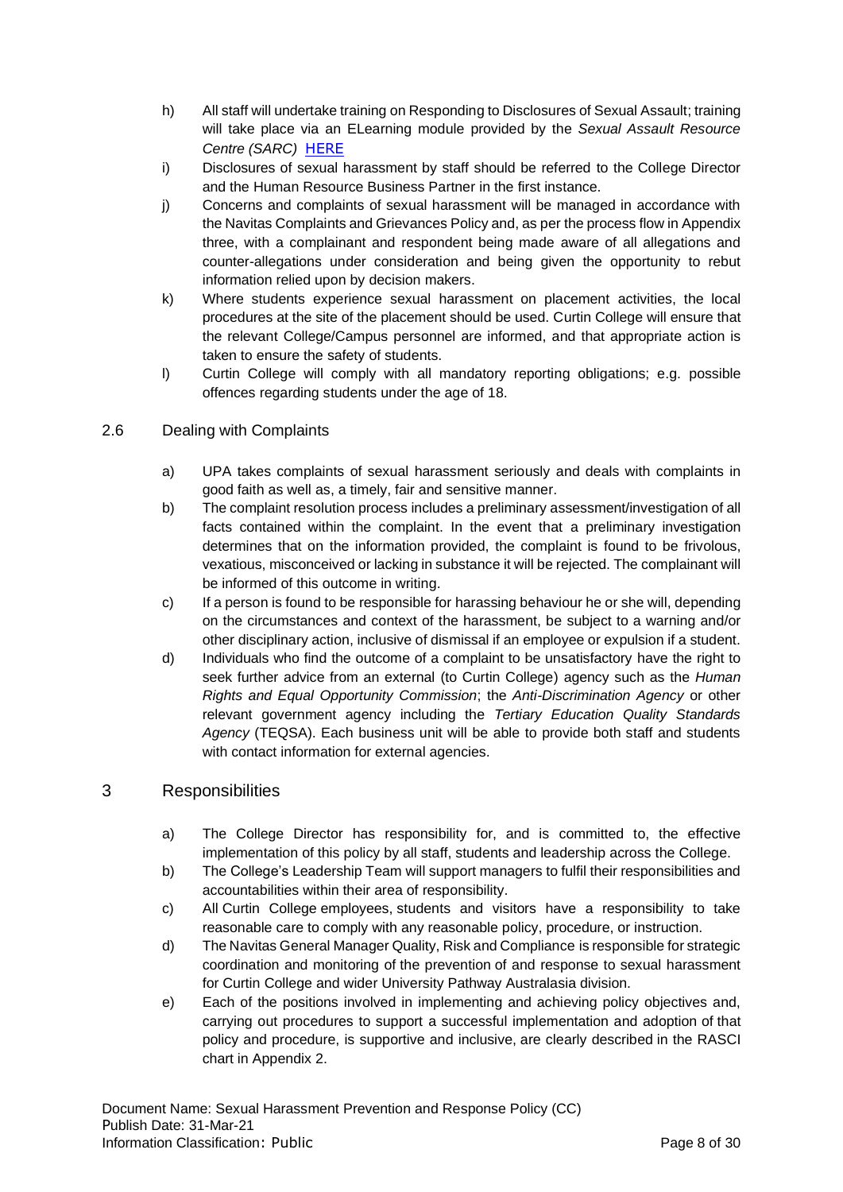h) All staff will undertake training on Responding to Disclosures of Sexual Assault; training will take place via an ELearning module provided by the *Sexual Assault Resource Centre (SARC)* [HERE](#)

i) Disclosures of sexual harassment by staff should be referred to the College Director and the Human Resource Business Partner in the first instance.

j) Concerns and complaints of sexual harassment will be managed in accordance with the Navitas Complaints and Grievances Policy and, as per the process flow in Appendix three, with a complainant and respondent being made aware of all allegations and counter-allegations under consideration and being given the opportunity to rebut information relied upon by decision makers.

k) Where students experience sexual harassment on placement activities, the local procedures at the site of the placement should be used. Curtin College will ensure that the relevant College/Campus personnel are informed, and that appropriate action is taken to ensure the safety of students.

l) Curtin College will comply with all mandatory reporting obligations; e.g. possible offences regarding students under the age of 18.

### 2.6 Dealing with Complaints

a) UPA takes complaints of sexual harassment seriously and deals with complaints in good faith as well as, a timely, fair and sensitive manner.

b) The complaint resolution process includes a preliminary assessment/investigation of all facts contained within the complaint. In the event that a preliminary investigation determines that on the information provided, the complaint is found to be frivolous, vexatious, misconceived or lacking in substance it will be rejected. The complainant will be informed of this outcome in writing.

c) If a person is found to be responsible for harassing behaviour he or she will, depending on the circumstances and context of the harassment, be subject to a warning and/or other disciplinary action, inclusive of dismissal if an employee or expulsion if a student.

d) Individuals who find the outcome of a complaint to be unsatisfactory have the right to seek further advice from an external (to Curtin College) agency such as the *Human Rights and Equal Opportunity Commission*; the *Anti-Discrimination Agency* or other relevant government agency including the *Tertiary Education Quality Standards Agency* (TEQSA). Each business unit will be able to provide both staff and students with contact information for external agencies.

## 3 Responsibilities

a) The College Director has responsibility for, and is committed to, the effective implementation of this policy by all staff, students and leadership across the College.

b) The College's Leadership Team will support managers to fulfil their responsibilities and accountabilities within their area of responsibility.

c) All Curtin College employees, students and visitors have a responsibility to take reasonable care to comply with any reasonable policy, procedure, or instruction.

d) The Navitas General Manager Quality, Risk and Compliance is responsible for strategic coordination and monitoring of the prevention of and response to sexual harassment for Curtin College and wider University Pathway Australasia division.

e) Each of the positions involved in implementing and achieving policy objectives and, carrying out procedures to support a successful implementation and adoption of that policy and procedure, is supportive and inclusive, are clearly described in the RASCI chart in Appendix 2.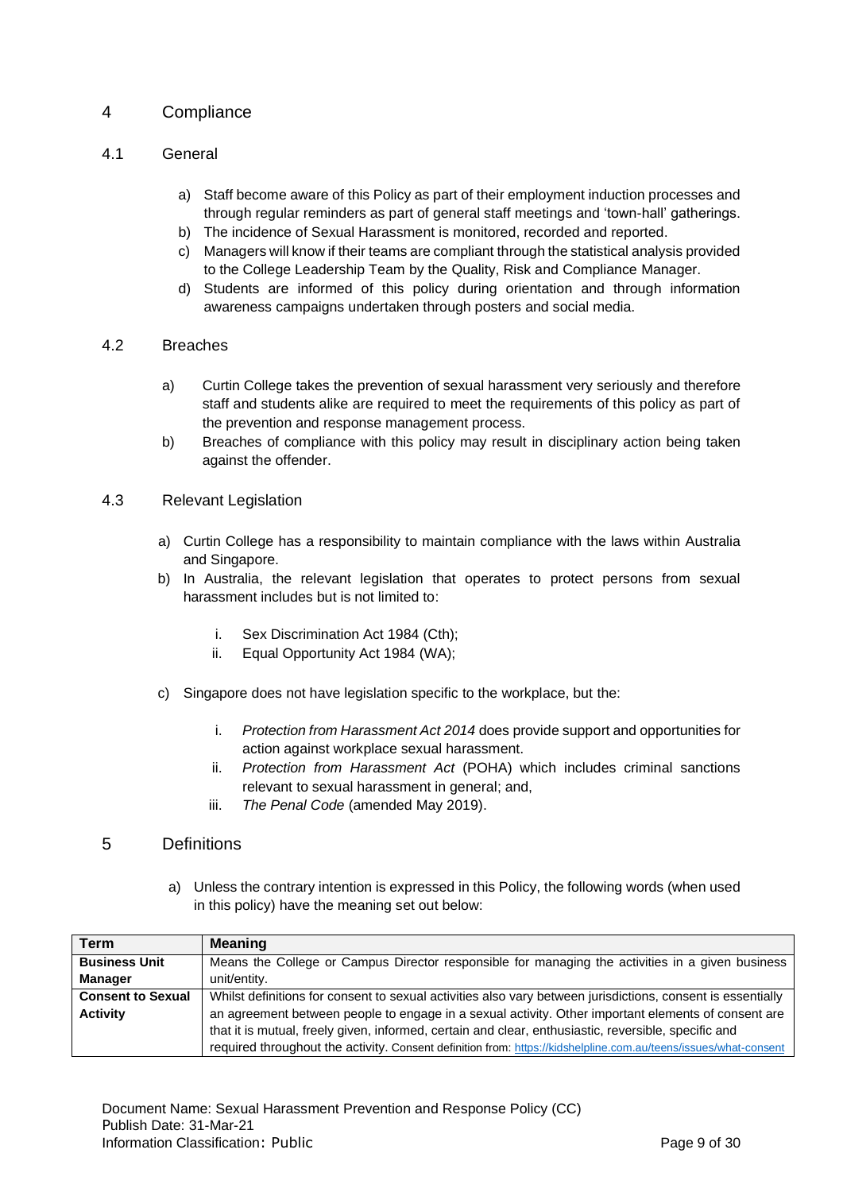# 4 Compliance

## 4.1 General

a) Staff become aware of this Policy as part of their employment induction processes and through regular reminders as part of general staff meetings and 'town-hall' gatherings.
b) The incidence of Sexual Harassment is monitored, recorded and reported.
c) Managers will know if their teams are compliant through the statistical analysis provided to the College Leadership Team by the Quality, Risk and Compliance Manager.
d) Students are informed of this policy during orientation and through information awareness campaigns undertaken through posters and social media.

## 4.2 Breaches

a) Curtin College takes the prevention of sexual harassment very seriously and therefore staff and students alike are required to meet the requirements of this policy as part of the prevention and response management process.
b) Breaches of compliance with this policy may result in disciplinary action being taken against the offender.

## 4.3 Relevant Legislation

a) Curtin College has a responsibility to maintain compliance with the laws within Australia and Singapore.
b) In Australia, the relevant legislation that operates to protect persons from sexual harassment includes but is not limited to:

   i. Sex Discrimination Act 1984 (Cth);
   ii. Equal Opportunity Act 1984 (WA);

c) Singapore does not have legislation specific to the workplace, but the:

   i. *Protection from Harassment Act 2014* does provide support and opportunities for action against workplace sexual harassment.
   ii. *Protection from Harassment Act* (POHA) which includes criminal sanctions relevant to sexual harassment in general; and,
   iii. *The Penal Code* (amended May 2019).

# 5 Definitions

a) Unless the contrary intention is expressed in this Policy, the following words (when used in this policy) have the meaning set out below:

| Term | Meaning |
|---|---|
| **Business Unit Manager** | Means the College or Campus Director responsible for managing the activities in a given business unit/entity. |
| **Consent to Sexual Activity** | Whilst definitions for consent to sexual activities also vary between jurisdictions, consent is essentially an agreement between people to engage in a sexual activity. Other important elements of consent are that it is mutual, freely given, informed, certain and clear, enthusiastic, reversible, specific and required throughout the activity. Consent definition from: https://kidshelpline.com.au/teens/issues/what-consent |

Document Name: Sexual Harassment Prevention and Response Policy (CC)
Publish Date: 31-Mar-21
Information Classification: Public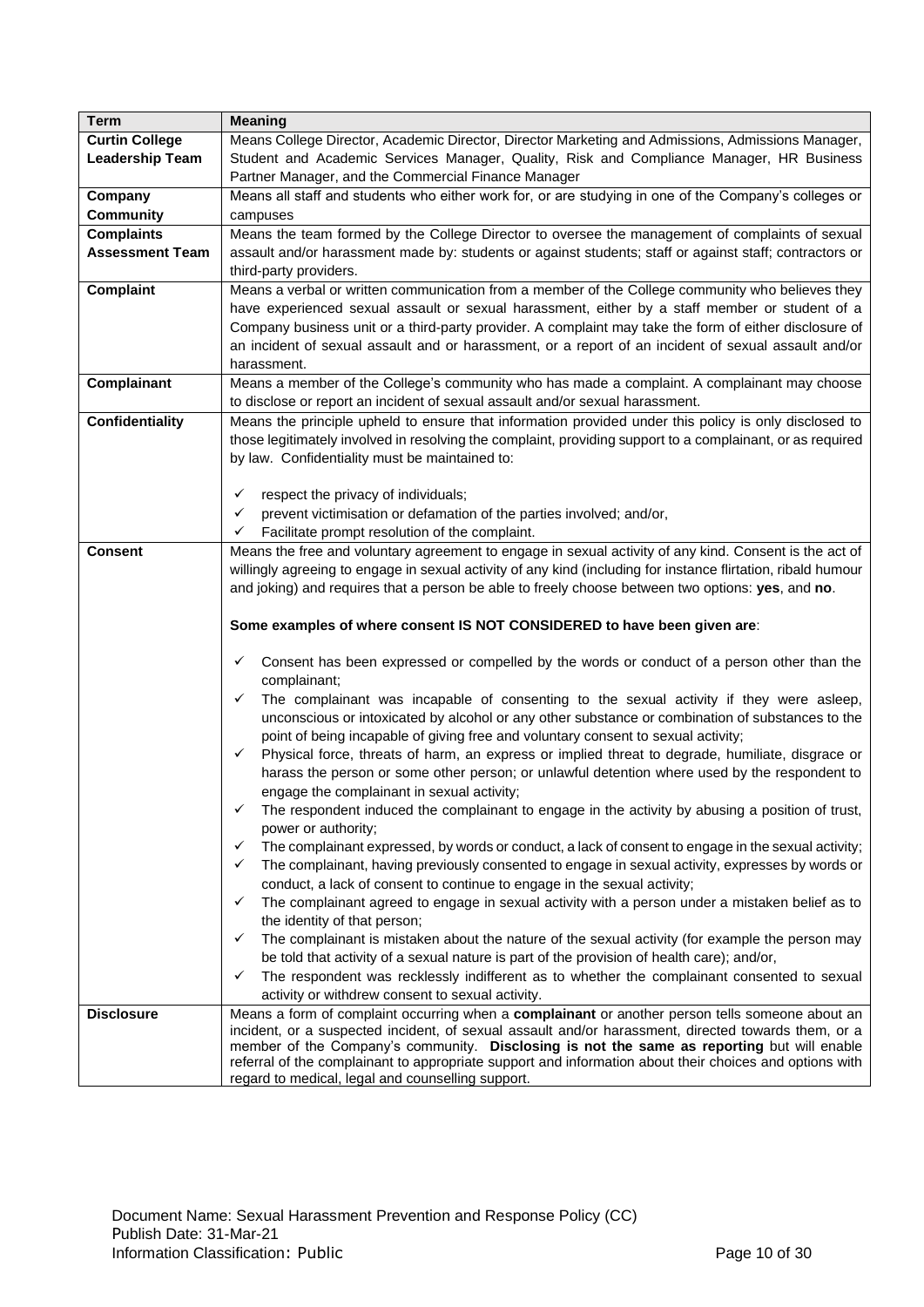| Term | Meaning |
|---|---|
| **Curtin College Leadership Team** | Means College Director, Academic Director, Director Marketing and Admissions, Admissions Manager, Student and Academic Services Manager, Quality, Risk and Compliance Manager, HR Business Partner Manager, and the Commercial Finance Manager |
| **Company Community** | Means all staff and students who either work for, or are studying in one of the Company's colleges or campuses |
| **Complaints Assessment Team** | Means the team formed by the College Director to oversee the management of complaints of sexual assault and/or harassment made by: students or against students; staff or against staff; contractors or third-party providers. |
| **Complaint** | Means a verbal or written communication from a member of the College community who believes they have experienced sexual assault or sexual harassment, either by a staff member or student of a Company business unit or a third-party provider. A complaint may take the form of either disclosure of an incident of sexual assault and or harassment, or a report of an incident of sexual assault and/or harassment. |
| **Complainant** | Means a member of the College's community who has made a complaint. A complainant may choose to disclose or report an incident of sexual assault and/or sexual harassment. |
| **Confidentiality** | Means the principle upheld to ensure that information provided under this policy is only disclosed to those legitimately involved in resolving the complaint, providing support to a complainant, or as required by law. Confidentiality must be maintained to:<br><br>✓ respect the privacy of individuals;<br>✓ prevent victimisation or defamation of the parties involved; and/or,<br>✓ Facilitate prompt resolution of the complaint. |
| **Consent** | Means the free and voluntary agreement to engage in sexual activity of any kind. Consent is the act of willingly agreeing to engage in sexual activity of any kind (including for instance flirtation, ribald humour and joking) and requires that a person be able to freely choose between two options: **yes**, and **no**.<br><br>**Some examples of where consent IS NOT CONSIDERED to have been given are**:<br><br>✓ Consent has been expressed or compelled by the words or conduct of a person other than the complainant;<br>✓ The complainant was incapable of consenting to the sexual activity if they were asleep, unconscious or intoxicated by alcohol or any other substance or combination of substances to the point of being incapable of giving free and voluntary consent to sexual activity;<br>✓ Physical force, threats of harm, an express or implied threat to degrade, humiliate, disgrace or harass the person or some other person; or unlawful detention where used by the respondent to engage the complainant in sexual activity;<br>✓ The respondent induced the complainant to engage in the activity by abusing a position of trust, power or authority;<br>✓ The complainant expressed, by words or conduct, a lack of consent to engage in the sexual activity;<br>✓ The complainant, having previously consented to engage in sexual activity, expresses by words or conduct, a lack of consent to continue to engage in the sexual activity;<br>✓ The complainant agreed to engage in sexual activity with a person under a mistaken belief as to the identity of that person;<br>✓ The complainant is mistaken about the nature of the sexual activity (for example the person may be told that activity of a sexual nature is part of the provision of health care); and/or,<br>✓ The respondent was recklessly indifferent as to whether the complainant consented to sexual activity or withdrew consent to sexual activity. |
| **Disclosure** | Means a form of complaint occurring when a **complainant** or another person tells someone about an incident, or a suspected incident, of sexual assault and/or harassment, directed towards them, or a member of the Company's community. **Disclosing is not the same as reporting** but will enable referral of the complainant to appropriate support and information about their choices and options with regard to medical, legal and counselling support. |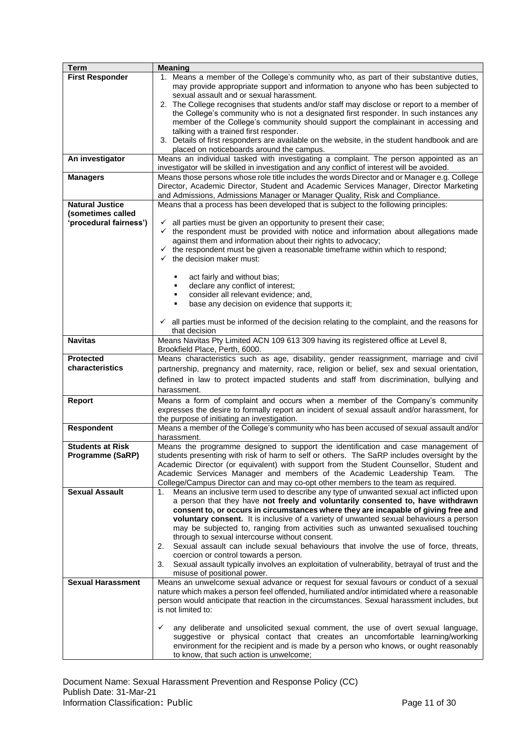| Term | Meaning |
|---|---|
| **First Responder** | 1. Means a member of the College's community who, as part of their substantive duties, may provide appropriate support and information to anyone who has been subjected to sexual assault and or sexual harassment.<br>2. The College recognises that students and/or staff may disclose or report to a member of the College's community who is not a designated first responder. In such instances any member of the College's community should support the complainant in accessing and talking with a trained first responder.<br>3. Details of first responders are available on the website, in the student handbook and are placed on noticeboards around the campus. |
| **An investigator** | Means an individual tasked with investigating a complaint. The person appointed as an investigator will be skilled in investigation and any conflict of interest will be avoided. |
| **Managers** | Means those persons whose role title includes the words Director and or Manager e.g. College Director, Academic Director, Student and Academic Services Manager, Director Marketing and Admissions, Admissions Manager or Manager Quality, Risk and Compliance. |
| **Natural Justice (sometimes called 'procedural fairness')** | Means that a process has been developed that is subject to the following principles:<br><br>✓ all parties must be given an opportunity to present their case;<br>✓ the respondent must be provided with notice and information about allegations made against them and information about their rights to advocacy;<br>✓ the respondent must be given a reasonable timeframe within which to respond;<br>✓ the decision maker must:<br><br>▪ act fairly and without bias;<br>▪ declare any conflict of interest;<br>▪ consider all relevant evidence; and,<br>▪ base any decision on evidence that supports it;<br><br>✓ all parties must be informed of the decision relating to the complaint, and the reasons for that decision |
| **Navitas** | Means Navitas Pty Limited ACN 109 613 309 having its registered office at Level 8, Brookfield Place, Perth, 6000. |
| **Protected characteristics** | Means characteristics such as age, disability, gender reassignment, marriage and civil partnership, pregnancy and maternity, race, religion or belief, sex and sexual orientation, defined in law to protect impacted students and staff from discrimination, bullying and harassment. |
| **Report** | Means a form of complaint and occurs when a member of the Company's community expresses the desire to formally report an incident of sexual assault and/or harassment, for the purpose of initiating an investigation. |
| **Respondent** | Means a member of the College's community who has been accused of sexual assault and/or harassment. |
| **Students at Risk Programme (SaRP)** | Means the programme designed to support the identification and case management of students presenting with risk of harm to self or others. The SaRP includes oversight by the Academic Director (or equivalent) with support from the Student Counsellor, Student and Academic Services Manager and members of the Academic Leadership Team. The College/Campus Director can and may co-opt other members to the team as required. |
| **Sexual Assault** | 1. Means an inclusive term used to describe any type of unwanted sexual act inflicted upon a person that they have **not freely and voluntarily consented to, have withdrawn consent to, or occurs in circumstances where they are incapable of giving free and voluntary consent.** It is inclusive of a variety of unwanted sexual behaviours a person may be subjected to, ranging from activities such as unwanted sexualised touching through to sexual intercourse without consent.<br>2. Sexual assault can include sexual behaviours that involve the use of force, threats, coercion or control towards a person.<br>3. Sexual assault typically involves an exploitation of vulnerability, betrayal of trust and the misuse of positional power. |
| **Sexual Harassment** | Means an unwelcome sexual advance or request for sexual favours or conduct of a sexual nature which makes a person feel offended, humiliated and/or intimidated where a reasonable person would anticipate that reaction in the circumstances. Sexual harassment includes, but is not limited to:<br><br>✓ any deliberate and unsolicited sexual comment, the use of overt sexual language, suggestive or physical contact that creates an uncomfortable learning/working environment for the recipient and is made by a person who knows, or ought reasonably to know, that such action is unwelcome; |

Document Name: Sexual Harassment Prevention and Response Policy (CC)
Publish Date: 31-Mar-21
Information Classification: Public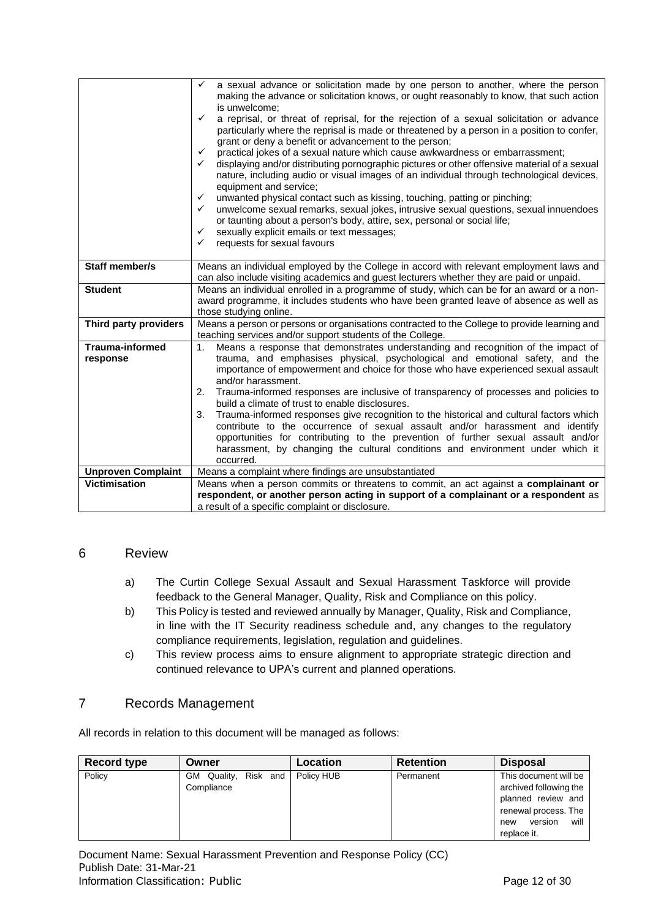| | |
|---|---|
| | ✓ a sexual advance or solicitation made by one person to another, where the person making the advance or solicitation knows, or ought reasonably to know, that such action is unwelcome;<br>✓ a reprisal, or threat of reprisal, for the rejection of a sexual solicitation or advance particularly where the reprisal is made or threatened by a person in a position to confer, grant or deny a benefit or advancement to the person;<br>✓ practical jokes of a sexual nature which cause awkwardness or embarrassment;<br>✓ displaying and/or distributing pornographic pictures or other offensive material of a sexual nature, including audio or visual images of an individual through technological devices, equipment and service;<br>✓ unwanted physical contact such as kissing, touching, patting or pinching;<br>✓ unwelcome sexual remarks, sexual jokes, intrusive sexual questions, sexual innuendoes or taunting about a person's body, attire, sex, personal or social life;<br>✓ sexually explicit emails or text messages;<br>✓ requests for sexual favours |
| **Staff member/s** | Means an individual employed by the College in accord with relevant employment laws and can also include visiting academics and guest lecturers whether they are paid or unpaid. |
| **Student** | Means an individual enrolled in a programme of study, which can be for an award or a non-award programme, it includes students who have been granted leave of absence as well as those studying online. |
| **Third party providers** | Means a person or persons or organisations contracted to the College to provide learning and teaching services and/or support students of the College. |
| **Trauma-informed response** | 1. Means a response that demonstrates understanding and recognition of the impact of trauma, and emphasises physical, psychological and emotional safety, and the importance of empowerment and choice for those who have experienced sexual assault and/or harassment.<br>2. Trauma-informed responses are inclusive of transparency of processes and policies to build a climate of trust to enable disclosures.<br>3. Trauma-informed responses give recognition to the historical and cultural factors which contribute to the occurrence of sexual assault and/or harassment and identify opportunities for contributing to the prevention of further sexual assault and/or harassment, by changing the cultural conditions and environment under which it occurred. |
| **Unproven Complaint** | Means a complaint where findings are unsubstantiated |
| **Victimisation** | Means when a person commits or threatens to commit, an act against a **complainant or respondent, or another person acting in support of a complainant or a respondent** as a result of a specific complaint or disclosure. |

## 6 Review

a) The Curtin College Sexual Assault and Sexual Harassment Taskforce will provide feedback to the General Manager, Quality, Risk and Compliance on this policy.

b) This Policy is tested and reviewed annually by Manager, Quality, Risk and Compliance, in line with the IT Security readiness schedule and, any changes to the regulatory compliance requirements, legislation, regulation and guidelines.

c) This review process aims to ensure alignment to appropriate strategic direction and continued relevance to UPA's current and planned operations.

## 7 Records Management

All records in relation to this document will be managed as follows:

| Record type | Owner | Location | Retention | Disposal |
|---|---|---|---|---|
| Policy | GM Quality, Risk and Compliance | Policy HUB | Permanent | This document will be archived following the planned review and renewal process. The new version will replace it. |

Document Name: Sexual Harassment Prevention and Response Policy (CC)
Publish Date: 31-Mar-21
Information Classification: Public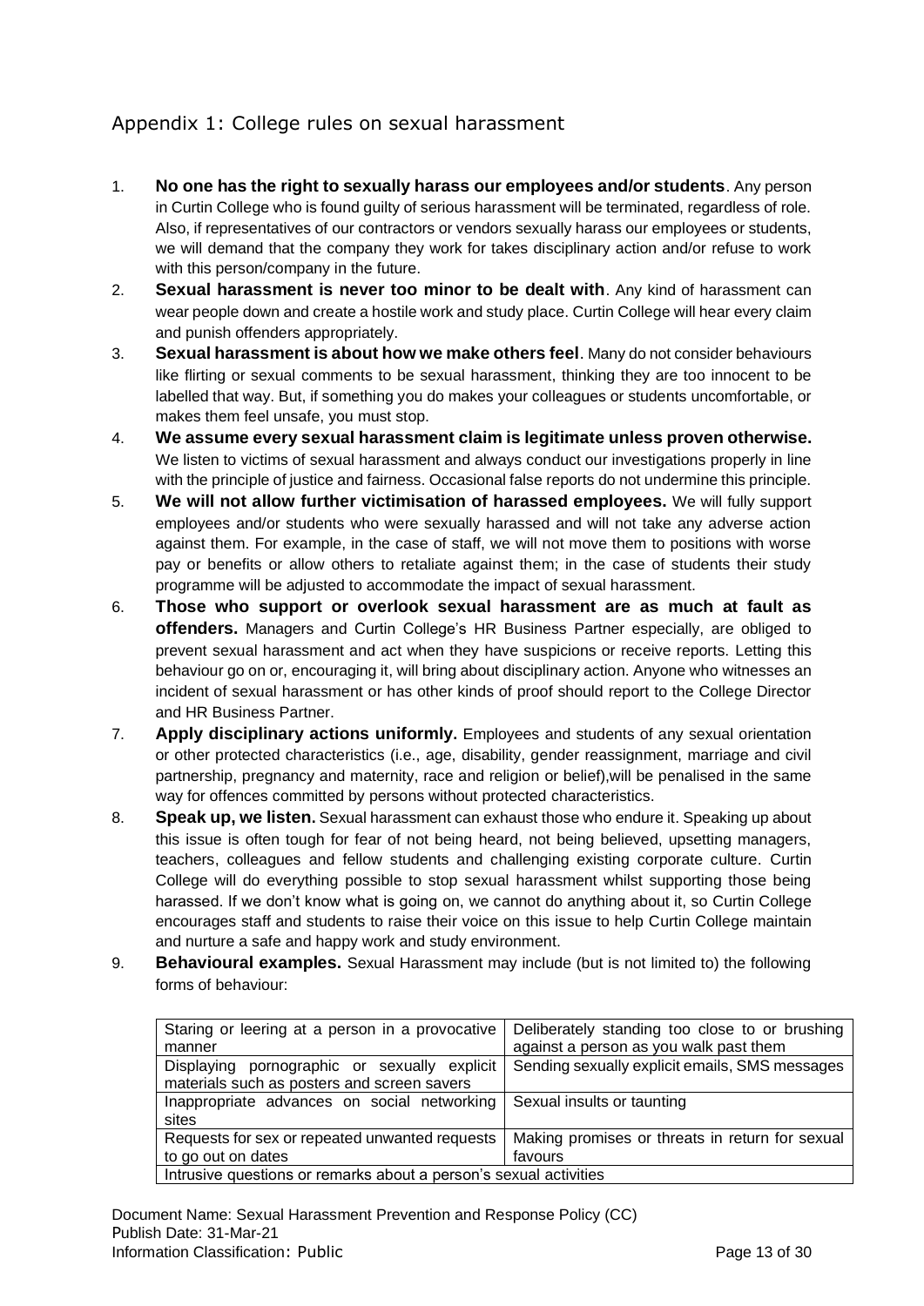## Appendix 1: College rules on sexual harassment

1. **No one has the right to sexually harass our employees and/or students**. Any person in Curtin College who is found guilty of serious harassment will be terminated, regardless of role. Also, if representatives of our contractors or vendors sexually harass our employees or students, we will demand that the company they work for takes disciplinary action and/or refuse to work with this person/company in the future.
2. **Sexual harassment is never too minor to be dealt with**. Any kind of harassment can wear people down and create a hostile work and study place. Curtin College will hear every claim and punish offenders appropriately.
3. **Sexual harassment is about how we make others feel**. Many do not consider behaviours like flirting or sexual comments to be sexual harassment, thinking they are too innocent to be labelled that way. But, if something you do makes your colleagues or students uncomfortable, or makes them feel unsafe, you must stop.
4. **We assume every sexual harassment claim is legitimate unless proven otherwise.** We listen to victims of sexual harassment and always conduct our investigations properly in line with the principle of justice and fairness. Occasional false reports do not undermine this principle.
5. **We will not allow further victimisation of harassed employees.** We will fully support employees and/or students who were sexually harassed and will not take any adverse action against them. For example, in the case of staff, we will not move them to positions with worse pay or benefits or allow others to retaliate against them; in the case of students their study programme will be adjusted to accommodate the impact of sexual harassment.
6. **Those who support or overlook sexual harassment are as much at fault as offenders.** Managers and Curtin College's HR Business Partner especially, are obliged to prevent sexual harassment and act when they have suspicions or receive reports. Letting this behaviour go on or, encouraging it, will bring about disciplinary action. Anyone who witnesses an incident of sexual harassment or has other kinds of proof should report to the College Director and HR Business Partner.
7. **Apply disciplinary actions uniformly.** Employees and students of any sexual orientation or other protected characteristics (i.e., age, disability, gender reassignment, marriage and civil partnership, pregnancy and maternity, race and religion or belief),will be penalised in the same way for offences committed by persons without protected characteristics.
8. **Speak up, we listen.** Sexual harassment can exhaust those who endure it. Speaking up about this issue is often tough for fear of not being heard, not being believed, upsetting managers, teachers, colleagues and fellow students and challenging existing corporate culture. Curtin College will do everything possible to stop sexual harassment whilst supporting those being harassed. If we don't know what is going on, we cannot do anything about it, so Curtin College encourages staff and students to raise their voice on this issue to help Curtin College maintain and nurture a safe and happy work and study environment.
9. **Behavioural examples.** Sexual Harassment may include (but is not limited to) the following forms of behaviour:

| | |
|---|---|
| Staring or leering at a person in a provocative manner | Deliberately standing too close to or brushing against a person as you walk past them |
| Displaying pornographic or sexually explicit materials such as posters and screen savers | Sending sexually explicit emails, SMS messages |
| Inappropriate advances on social networking sites | Sexual insults or taunting |
| Requests for sex or repeated unwanted requests to go out on dates | Making promises or threats in return for sexual favours |
| Intrusive questions or remarks about a person's sexual activities | |

Document Name: Sexual Harassment Prevention and Response Policy (CC)
Publish Date: 31-Mar-21
Information Classification: Public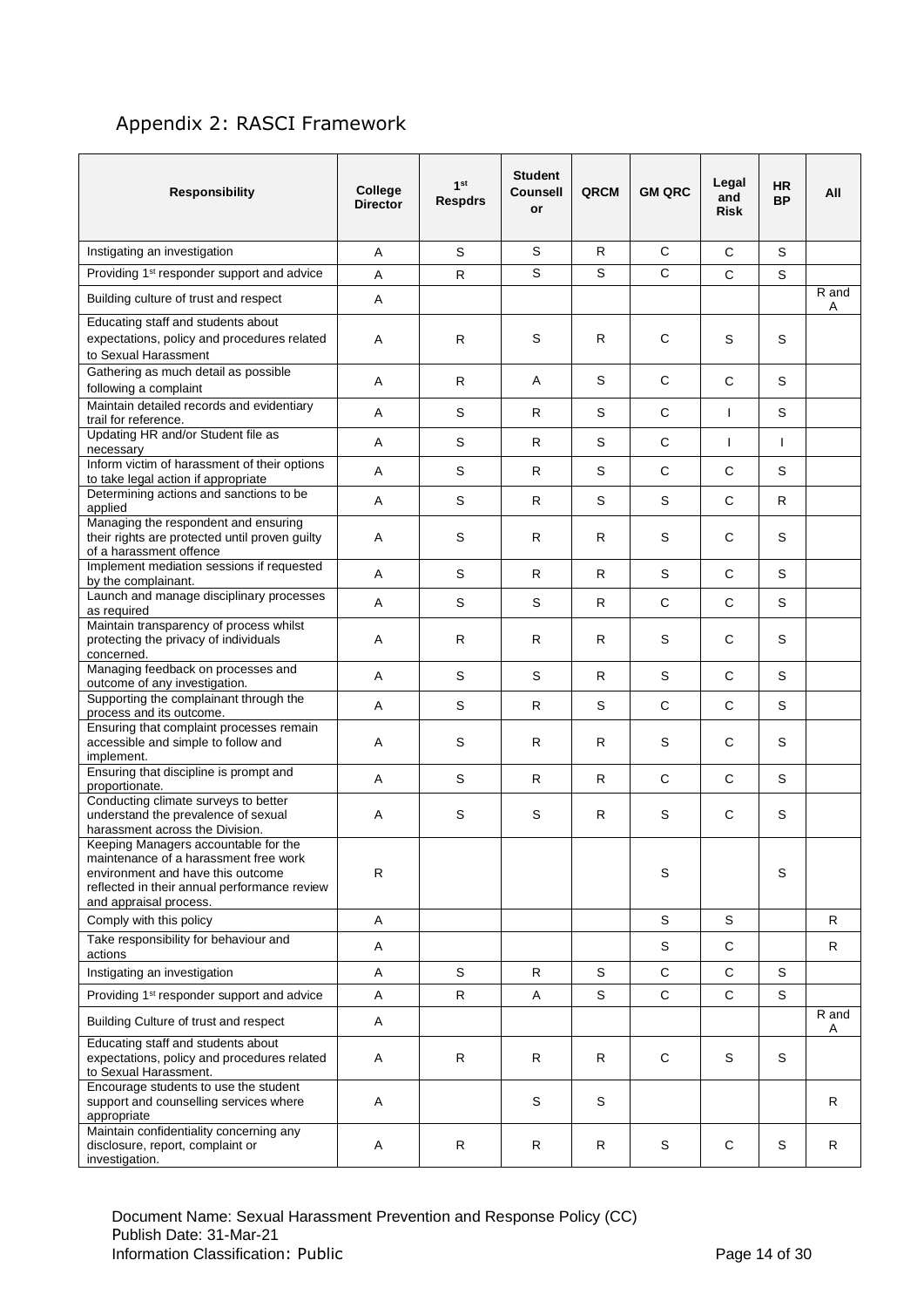## Appendix 2: RASCI Framework

| Responsibility | College Director | 1st Respdrs | Student Counsellor | QRCM | GM QRC | Legal and Risk | HR BP | All |
|---|---|---|---|---|---|---|---|---|
| Instigating an investigation | A | S | S | R | C | C | S | |
| Providing 1st responder support and advice | A | R | S | S | C | C | S | |
| Building culture of trust and respect | A | | | | | | | R and A |
| Educating staff and students about expectations, policy and procedures related to Sexual Harassment | A | R | S | R | C | S | S | |
| Gathering as much detail as possible following a complaint | A | R | A | S | C | C | S | |
| Maintain detailed records and evidentiary trail for reference. | A | S | R | S | C | I | S | |
| Updating HR and/or Student file as necessary | A | S | R | S | C | I | I | |
| Inform victim of harassment of their options to take legal action if appropriate | A | S | R | S | C | C | S | |
| Determining actions and sanctions to be applied | A | S | R | S | S | C | R | |
| Managing the respondent and ensuring their rights are protected until proven guilty of a harassment offence | A | S | R | R | S | C | S | |
| Implement mediation sessions if requested by the complainant. | A | S | R | R | S | C | S | |
| Launch and manage disciplinary processes as required | A | S | S | R | C | C | S | |
| Maintain transparency of process whilst protecting the privacy of individuals concerned. | A | R | R | R | S | C | S | |
| Managing feedback on processes and outcome of any investigation. | A | S | S | R | S | C | S | |
| Supporting the complainant through the process and its outcome. | A | S | R | S | C | C | S | |
| Ensuring that complaint processes remain accessible and simple to follow and implement. | A | S | R | R | S | C | S | |
| Ensuring that discipline is prompt and proportionate. | A | S | R | R | C | C | S | |
| Conducting climate surveys to better understand the prevalence of sexual harassment across the Division. | A | S | S | R | S | C | S | |
| Keeping Managers accountable for the maintenance of a harassment free work environment and have this outcome reflected in their annual performance review and appraisal process. | R | | | | S | | S | |
| Comply with this policy | A | | | | S | S | | R |
| Take responsibility for behaviour and actions | A | | | | S | C | | R |
| Instigating an investigation | A | S | R | S | C | C | S | |
| Providing 1st responder support and advice | A | R | A | S | C | C | S | |
| Building Culture of trust and respect | A | | | | | | | R and A |
| Educating staff and students about expectations, policy and procedures related to Sexual Harassment. | A | R | R | R | C | S | S | |
| Encourage students to use the student support and counselling services where appropriate | A | | S | S | | | | R |
| Maintain confidentiality concerning any disclosure, report, complaint or investigation. | A | R | R | R | S | C | S | R |

Document Name: Sexual Harassment Prevention and Response Policy (CC)
Publish Date: 31-Mar-21
Information Classification: Public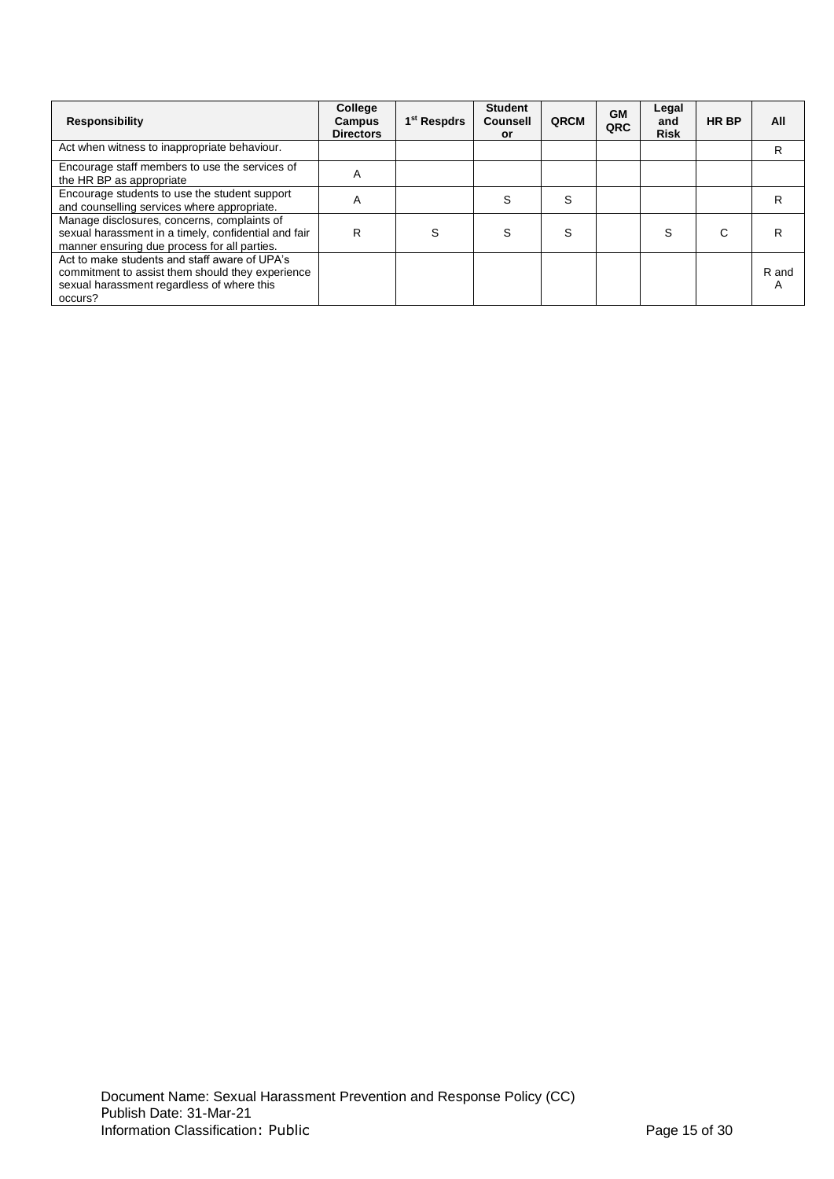| Responsibility | College Campus Directors | 1st Respdrs | Student Counsellor | QRCM | GM QRC | Legal and Risk | HR BP | All |
|---|---|---|---|---|---|---|---|---|
| Act when witness to inappropriate behaviour. | | | | | | | | R |
| Encourage staff members to use the services of the HR BP as appropriate | A | | | | | | | |
| Encourage students to use the student support and counselling services where appropriate. | A | | S | S | | | | R |
| Manage disclosures, concerns, complaints of sexual harassment in a timely, confidential and fair manner ensuring due process for all parties. | R | S | S | S | | S | C | R |
| Act to make students and staff aware of UPA's commitment to assist them should they experience sexual harassment regardless of where this occurs? | | | | | | | | R and A |

Document Name: Sexual Harassment Prevention and Response Policy (CC)
Publish Date: 31-Mar-21
Information Classification: Public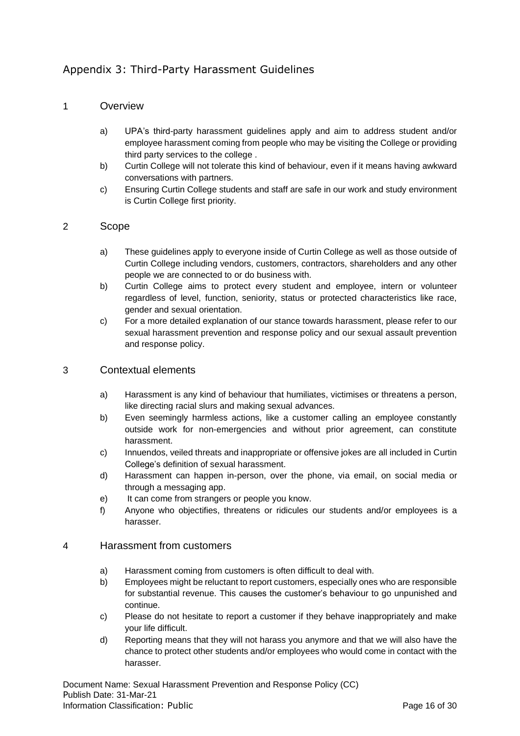## Appendix 3: Third-Party Harassment Guidelines

### 1 Overview

a) UPA's third-party harassment guidelines apply and aim to address student and/or employee harassment coming from people who may be visiting the College or providing third party services to the college .

b) Curtin College will not tolerate this kind of behaviour, even if it means having awkward conversations with partners.

c) Ensuring Curtin College students and staff are safe in our work and study environment is Curtin College first priority.

### 2 Scope

a) These guidelines apply to everyone inside of Curtin College as well as those outside of Curtin College including vendors, customers, contractors, shareholders and any other people we are connected to or do business with.

b) Curtin College aims to protect every student and employee, intern or volunteer regardless of level, function, seniority, status or protected characteristics like race, gender and sexual orientation.

c) For a more detailed explanation of our stance towards harassment, please refer to our sexual harassment prevention and response policy and our sexual assault prevention and response policy.

### 3 Contextual elements

a) Harassment is any kind of behaviour that humiliates, victimises or threatens a person, like directing racial slurs and making sexual advances.

b) Even seemingly harmless actions, like a customer calling an employee constantly outside work for non-emergencies and without prior agreement, can constitute harassment.

c) Innuendos, veiled threats and inappropriate or offensive jokes are all included in Curtin College's definition of sexual harassment.

d) Harassment can happen in-person, over the phone, via email, on social media or through a messaging app.

e) It can come from strangers or people you know.

f) Anyone who objectifies, threatens or ridicules our students and/or employees is a harasser.

### 4 Harassment from customers

a) Harassment coming from customers is often difficult to deal with.

b) Employees might be reluctant to report customers, especially ones who are responsible for substantial revenue. This causes the customer's behaviour to go unpunished and continue.

c) Please do not hesitate to report a customer if they behave inappropriately and make your life difficult.

d) Reporting means that they will not harass you anymore and that we will also have the chance to protect other students and/or employees who would come in contact with the harasser.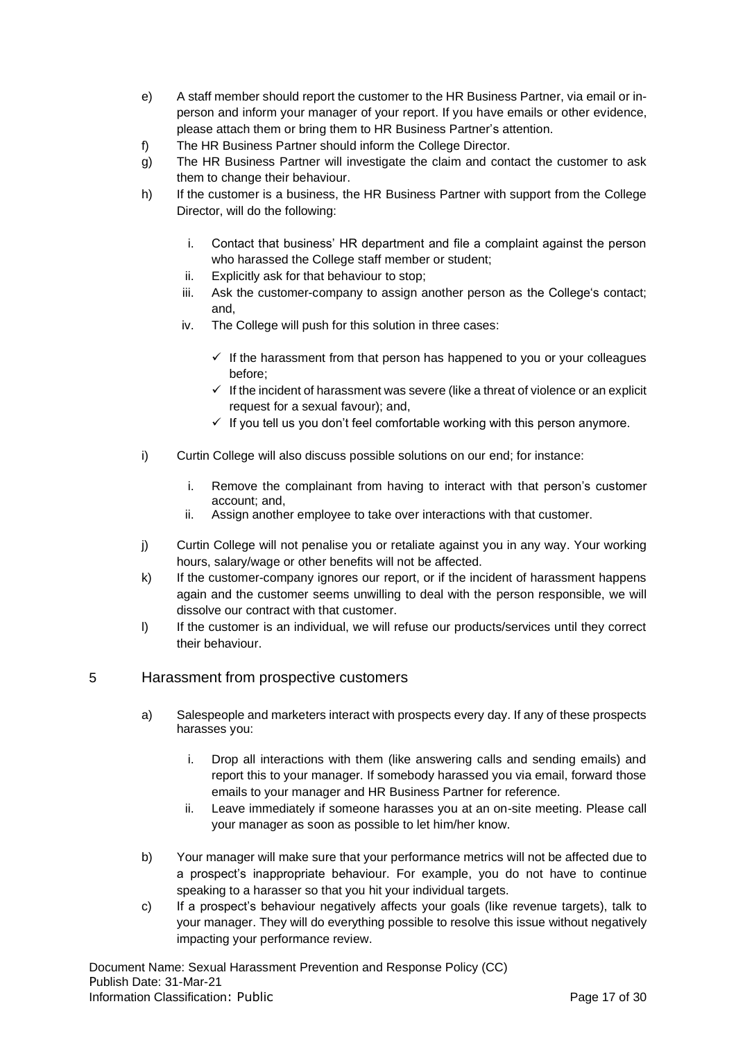e) A staff member should report the customer to the HR Business Partner, via email or in-person and inform your manager of your report. If you have emails or other evidence, please attach them or bring them to HR Business Partner's attention.

f) The HR Business Partner should inform the College Director.

g) The HR Business Partner will investigate the claim and contact the customer to ask them to change their behaviour.

h) If the customer is a business, the HR Business Partner with support from the College Director, will do the following:

   i. Contact that business' HR department and file a complaint against the person who harassed the College staff member or student;
   ii. Explicitly ask for that behaviour to stop;
   iii. Ask the customer-company to assign another person as the College's contact; and,
   iv. The College will push for this solution in three cases:
      - ✓ If the harassment from that person has happened to you or your colleagues before;
      - ✓ If the incident of harassment was severe (like a threat of violence or an explicit request for a sexual favour); and,
      - ✓ If you tell us you don't feel comfortable working with this person anymore.

i) Curtin College will also discuss possible solutions on our end; for instance:

   i. Remove the complainant from having to interact with that person's customer account; and,
   ii. Assign another employee to take over interactions with that customer.

j) Curtin College will not penalise you or retaliate against you in any way. Your working hours, salary/wage or other benefits will not be affected.

k) If the customer-company ignores our report, or if the incident of harassment happens again and the customer seems unwilling to deal with the person responsible, we will dissolve our contract with that customer.

l) If the customer is an individual, we will refuse our products/services until they correct their behaviour.

## 5 Harassment from prospective customers

a) Salespeople and marketers interact with prospects every day. If any of these prospects harasses you:

   i. Drop all interactions with them (like answering calls and sending emails) and report this to your manager. If somebody harassed you via email, forward those emails to your manager and HR Business Partner for reference.
   ii. Leave immediately if someone harasses you at an on-site meeting. Please call your manager as soon as possible to let him/her know.

b) Your manager will make sure that your performance metrics will not be affected due to a prospect's inappropriate behaviour. For example, you do not have to continue speaking to a harasser so that you hit your individual targets.

c) If a prospect's behaviour negatively affects your goals (like revenue targets), talk to your manager. They will do everything possible to resolve this issue without negatively impacting your performance review.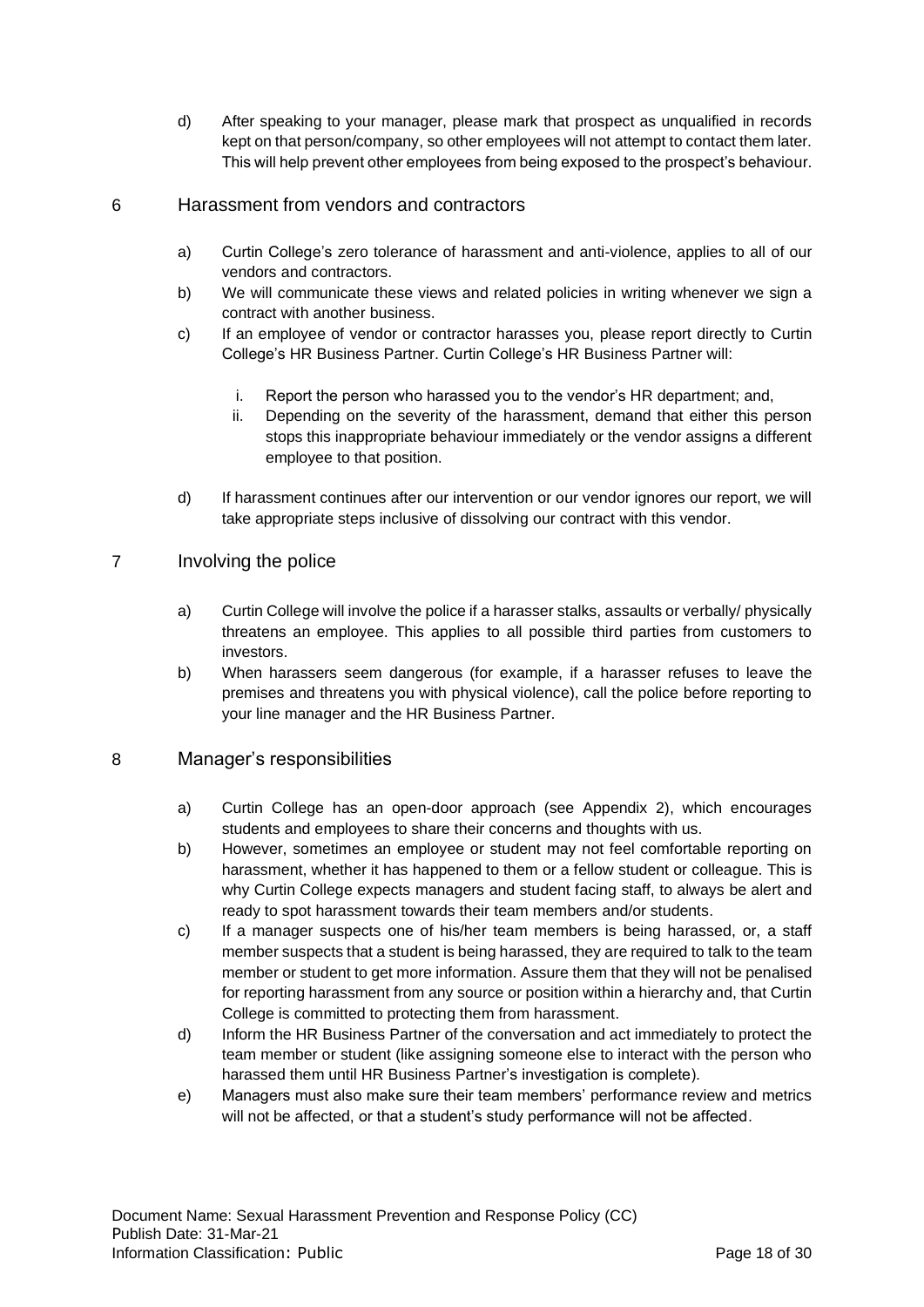d) After speaking to your manager, please mark that prospect as unqualified in records kept on that person/company, so other employees will not attempt to contact them later. This will help prevent other employees from being exposed to the prospect's behaviour.

## 6 Harassment from vendors and contractors

a) Curtin College's zero tolerance of harassment and anti-violence, applies to all of our vendors and contractors.

b) We will communicate these views and related policies in writing whenever we sign a contract with another business.

c) If an employee of vendor or contractor harasses you, please report directly to Curtin College's HR Business Partner. Curtin College's HR Business Partner will:

   i. Report the person who harassed you to the vendor's HR department; and,

   ii. Depending on the severity of the harassment, demand that either this person stops this inappropriate behaviour immediately or the vendor assigns a different employee to that position.

d) If harassment continues after our intervention or our vendor ignores our report, we will take appropriate steps inclusive of dissolving our contract with this vendor.

## 7 Involving the police

a) Curtin College will involve the police if a harasser stalks, assaults or verbally/ physically threatens an employee. This applies to all possible third parties from customers to investors.

b) When harassers seem dangerous (for example, if a harasser refuses to leave the premises and threatens you with physical violence), call the police before reporting to your line manager and the HR Business Partner.

## 8 Manager's responsibilities

a) Curtin College has an open-door approach (see Appendix 2), which encourages students and employees to share their concerns and thoughts with us.

b) However, sometimes an employee or student may not feel comfortable reporting on harassment, whether it has happened to them or a fellow student or colleague. This is why Curtin College expects managers and student facing staff, to always be alert and ready to spot harassment towards their team members and/or students.

c) If a manager suspects one of his/her team members is being harassed, or, a staff member suspects that a student is being harassed, they are required to talk to the team member or student to get more information. Assure them that they will not be penalised for reporting harassment from any source or position within a hierarchy and, that Curtin College is committed to protecting them from harassment.

d) Inform the HR Business Partner of the conversation and act immediately to protect the team member or student (like assigning someone else to interact with the person who harassed them until HR Business Partner's investigation is complete).

e) Managers must also make sure their team members' performance review and metrics will not be affected, or that a student's study performance will not be affected.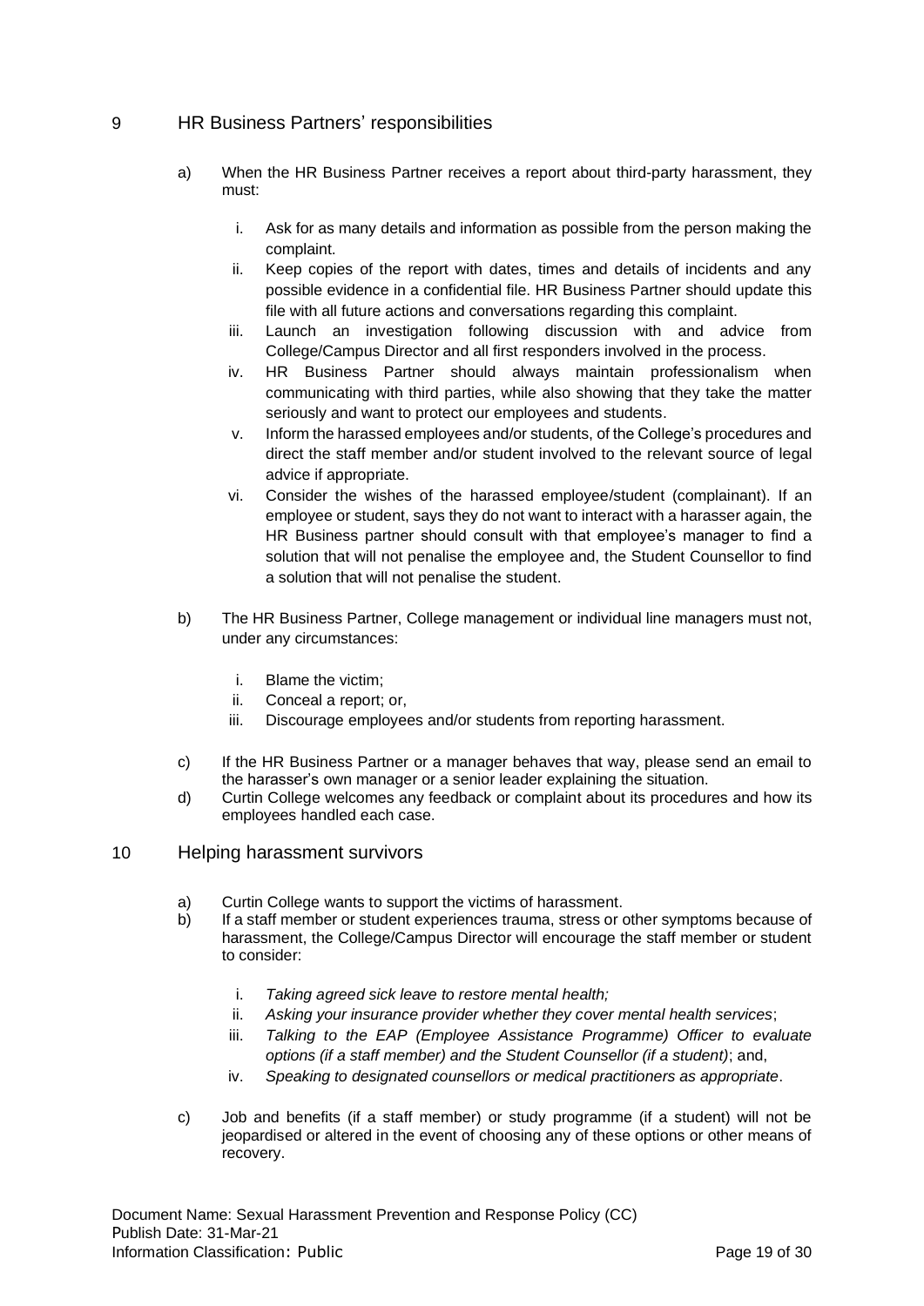## 9 HR Business Partners' responsibilities

a) When the HR Business Partner receives a report about third-party harassment, they must:

   i. Ask for as many details and information as possible from the person making the complaint.
   ii. Keep copies of the report with dates, times and details of incidents and any possible evidence in a confidential file. HR Business Partner should update this file with all future actions and conversations regarding this complaint.
   iii. Launch an investigation following discussion with and advice from College/Campus Director and all first responders involved in the process.
   iv. HR Business Partner should always maintain professionalism when communicating with third parties, while also showing that they take the matter seriously and want to protect our employees and students.
   v. Inform the harassed employees and/or students, of the College's procedures and direct the staff member and/or student involved to the relevant source of legal advice if appropriate.
   vi. Consider the wishes of the harassed employee/student (complainant). If an employee or student, says they do not want to interact with a harasser again, the HR Business partner should consult with that employee's manager to find a solution that will not penalise the employee and, the Student Counsellor to find a solution that will not penalise the student.

b) The HR Business Partner, College management or individual line managers must not, under any circumstances:

   i. Blame the victim;
   ii. Conceal a report; or,
   iii. Discourage employees and/or students from reporting harassment.

c) If the HR Business Partner or a manager behaves that way, please send an email to the harasser's own manager or a senior leader explaining the situation.

d) Curtin College welcomes any feedback or complaint about its procedures and how its employees handled each case.

## 10 Helping harassment survivors

a) Curtin College wants to support the victims of harassment.

b) If a staff member or student experiences trauma, stress or other symptoms because of harassment, the College/Campus Director will encourage the staff member or student to consider:

   i. *Taking agreed sick leave to restore mental health;*
   ii. *Asking your insurance provider whether they cover mental health services*;
   iii. *Talking to the EAP (Employee Assistance Programme) Officer to evaluate options (if a staff member) and the Student Counsellor (if a student)*; and,
   iv. *Speaking to designated counsellors or medical practitioners as appropriate*.

c) Job and benefits (if a staff member) or study programme (if a student) will not be jeopardised or altered in the event of choosing any of these options or other means of recovery.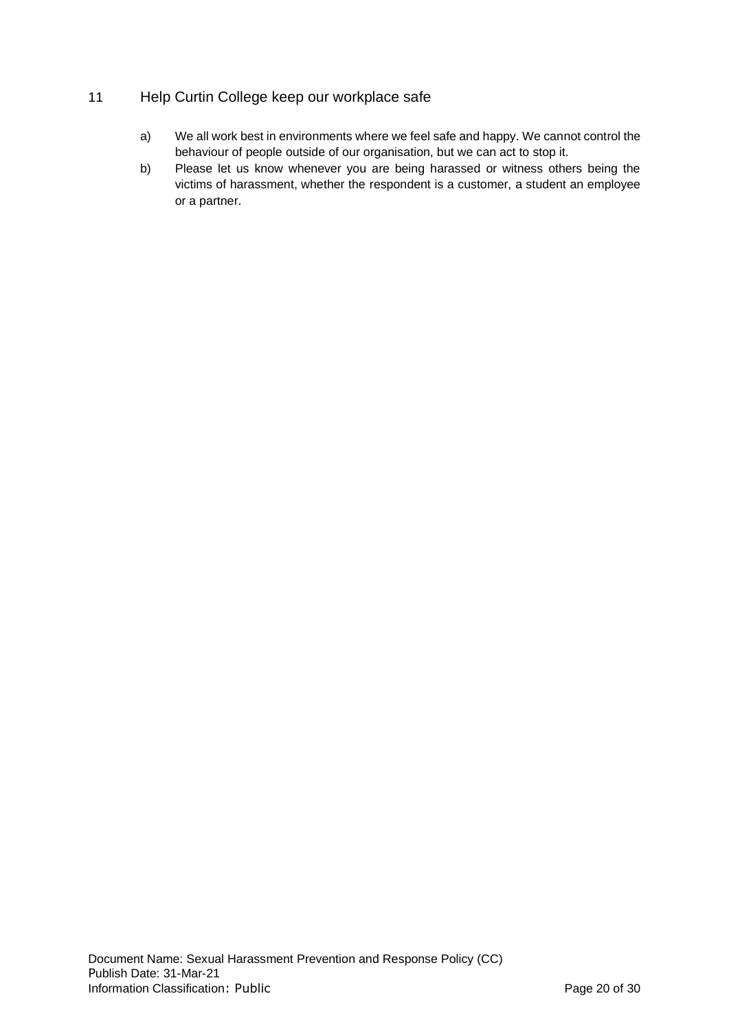## 11 Help Curtin College keep our workplace safe

a) We all work best in environments where we feel safe and happy. We cannot control the behaviour of people outside of our organisation, but we can act to stop it.

b) Please let us know whenever you are being harassed or witness others being the victims of harassment, whether the respondent is a customer, a student an employee or a partner.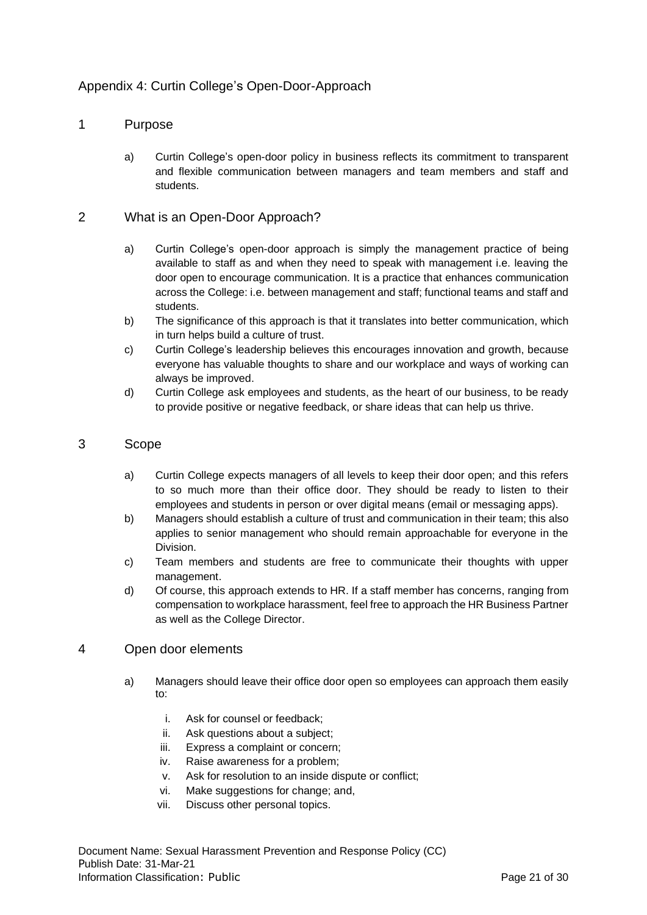# Appendix 4: Curtin College's Open-Door-Approach

## 1 Purpose

a) Curtin College's open-door policy in business reflects its commitment to transparent and flexible communication between managers and team members and staff and students.

## 2 What is an Open-Door Approach?

a) Curtin College's open-door approach is simply the management practice of being available to staff as and when they need to speak with management i.e. leaving the door open to encourage communication. It is a practice that enhances communication across the College: i.e. between management and staff; functional teams and staff and students.

b) The significance of this approach is that it translates into better communication, which in turn helps build a culture of trust.

c) Curtin College's leadership believes this encourages innovation and growth, because everyone has valuable thoughts to share and our workplace and ways of working can always be improved.

d) Curtin College ask employees and students, as the heart of our business, to be ready to provide positive or negative feedback, or share ideas that can help us thrive.

## 3 Scope

a) Curtin College expects managers of all levels to keep their door open; and this refers to so much more than their office door. They should be ready to listen to their employees and students in person or over digital means (email or messaging apps).

b) Managers should establish a culture of trust and communication in their team; this also applies to senior management who should remain approachable for everyone in the Division.

c) Team members and students are free to communicate their thoughts with upper management.

d) Of course, this approach extends to HR. If a staff member has concerns, ranging from compensation to workplace harassment, feel free to approach the HR Business Partner as well as the College Director.

## 4 Open door elements

a) Managers should leave their office door open so employees can approach them easily to:

   i. Ask for counsel or feedback;
   ii. Ask questions about a subject;
   iii. Express a complaint or concern;
   iv. Raise awareness for a problem;
   v. Ask for resolution to an inside dispute or conflict;
   vi. Make suggestions for change; and,
   vii. Discuss other personal topics.

Document Name: Sexual Harassment Prevention and Response Policy (CC)
Publish Date: 31-Mar-21
Information Classification: Public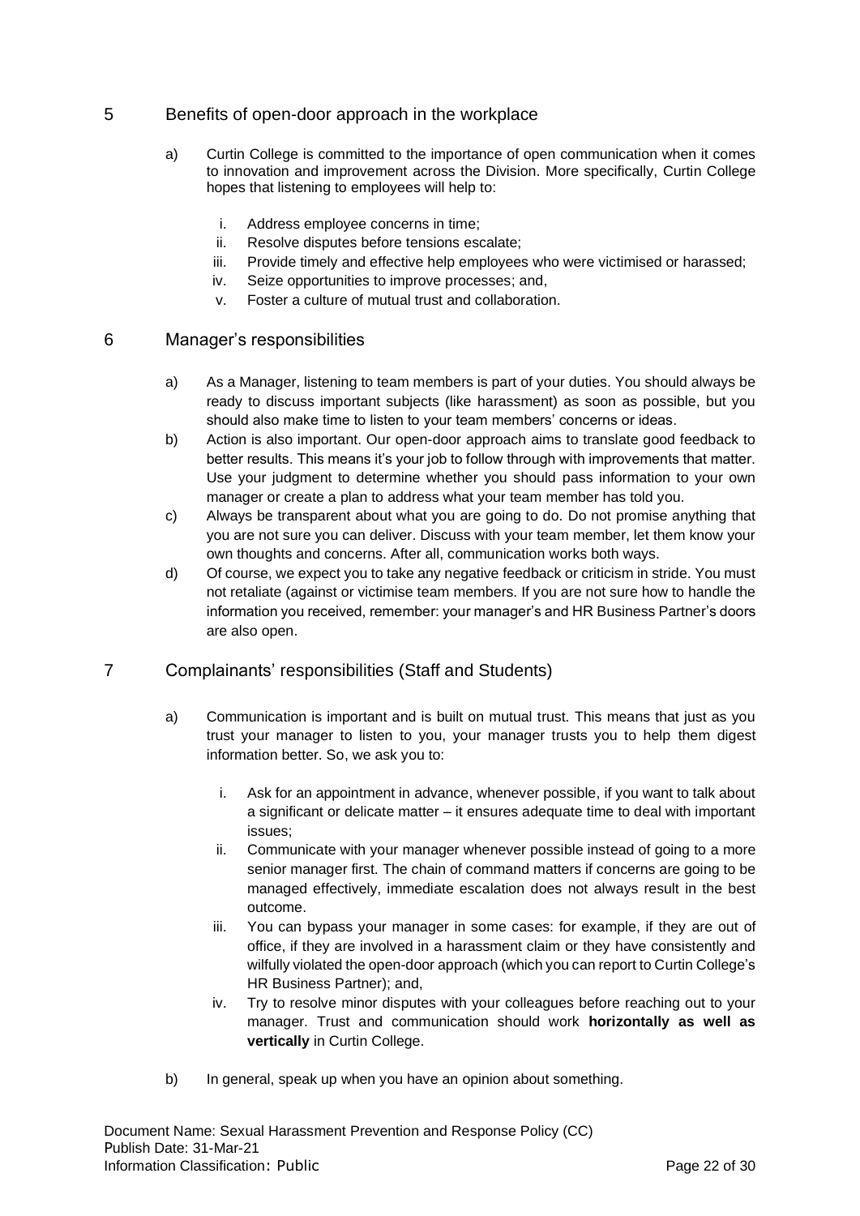## 5 Benefits of open-door approach in the workplace

a) Curtin College is committed to the importance of open communication when it comes to innovation and improvement across the Division. More specifically, Curtin College hopes that listening to employees will help to:

   i. Address employee concerns in time;
   ii. Resolve disputes before tensions escalate;
   iii. Provide timely and effective help employees who were victimised or harassed;
   iv. Seize opportunities to improve processes; and,
   v. Foster a culture of mutual trust and collaboration.

## 6 Manager's responsibilities

a) As a Manager, listening to team members is part of your duties. You should always be ready to discuss important subjects (like harassment) as soon as possible, but you should also make time to listen to your team members' concerns or ideas.

b) Action is also important. Our open-door approach aims to translate good feedback to better results. This means it's your job to follow through with improvements that matter. Use your judgment to determine whether you should pass information to your own manager or create a plan to address what your team member has told you.

c) Always be transparent about what you are going to do. Do not promise anything that you are not sure you can deliver. Discuss with your team member, let them know your own thoughts and concerns. After all, communication works both ways.

d) Of course, we expect you to take any negative feedback or criticism in stride. You must not retaliate (against or victimise team members. If you are not sure how to handle the information you received, remember: your manager's and HR Business Partner's doors are also open.

## 7 Complainants' responsibilities (Staff and Students)

a) Communication is important and is built on mutual trust. This means that just as you trust your manager to listen to you, your manager trusts you to help them digest information better. So, we ask you to:

   i. Ask for an appointment in advance, whenever possible, if you want to talk about a significant or delicate matter – it ensures adequate time to deal with important issues;
   ii. Communicate with your manager whenever possible instead of going to a more senior manager first. The chain of command matters if concerns are going to be managed effectively, immediate escalation does not always result in the best outcome.
   iii. You can bypass your manager in some cases: for example, if they are out of office, if they are involved in a harassment claim or they have consistently and wilfully violated the open-door approach (which you can report to Curtin College's HR Business Partner); and,
   iv. Try to resolve minor disputes with your colleagues before reaching out to your manager. Trust and communication should work **horizontally as well as vertically** in Curtin College.

b) In general, speak up when you have an opinion about something.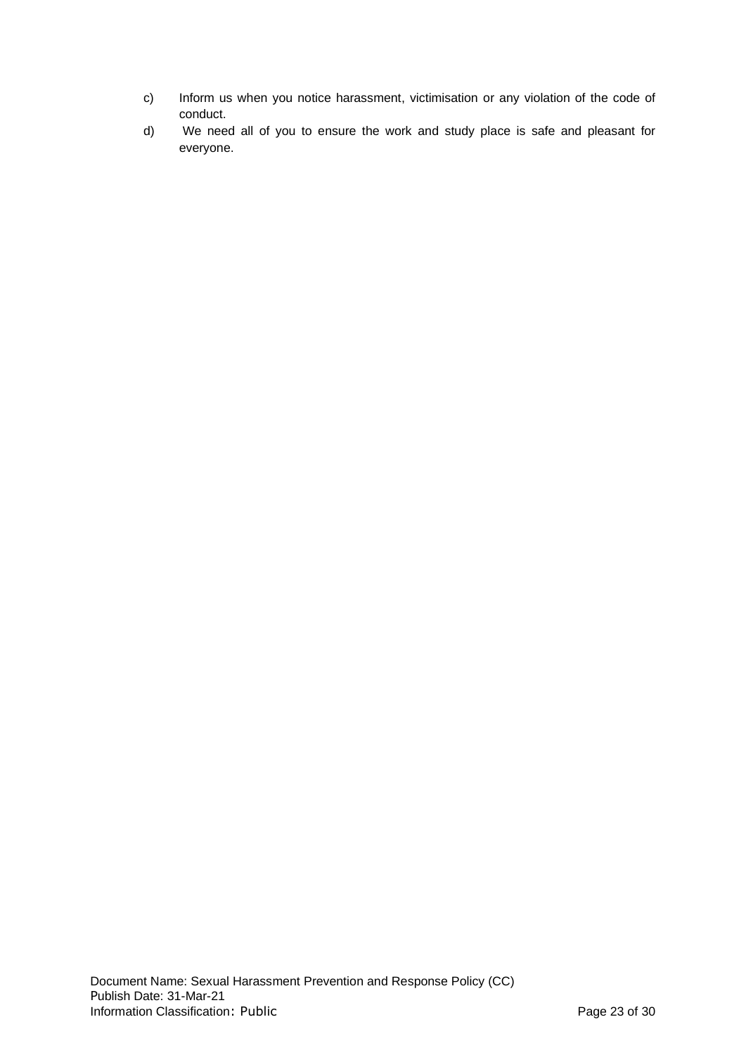c) Inform us when you notice harassment, victimisation or any violation of the code of conduct.

d) We need all of you to ensure the work and study place is safe and pleasant for everyone.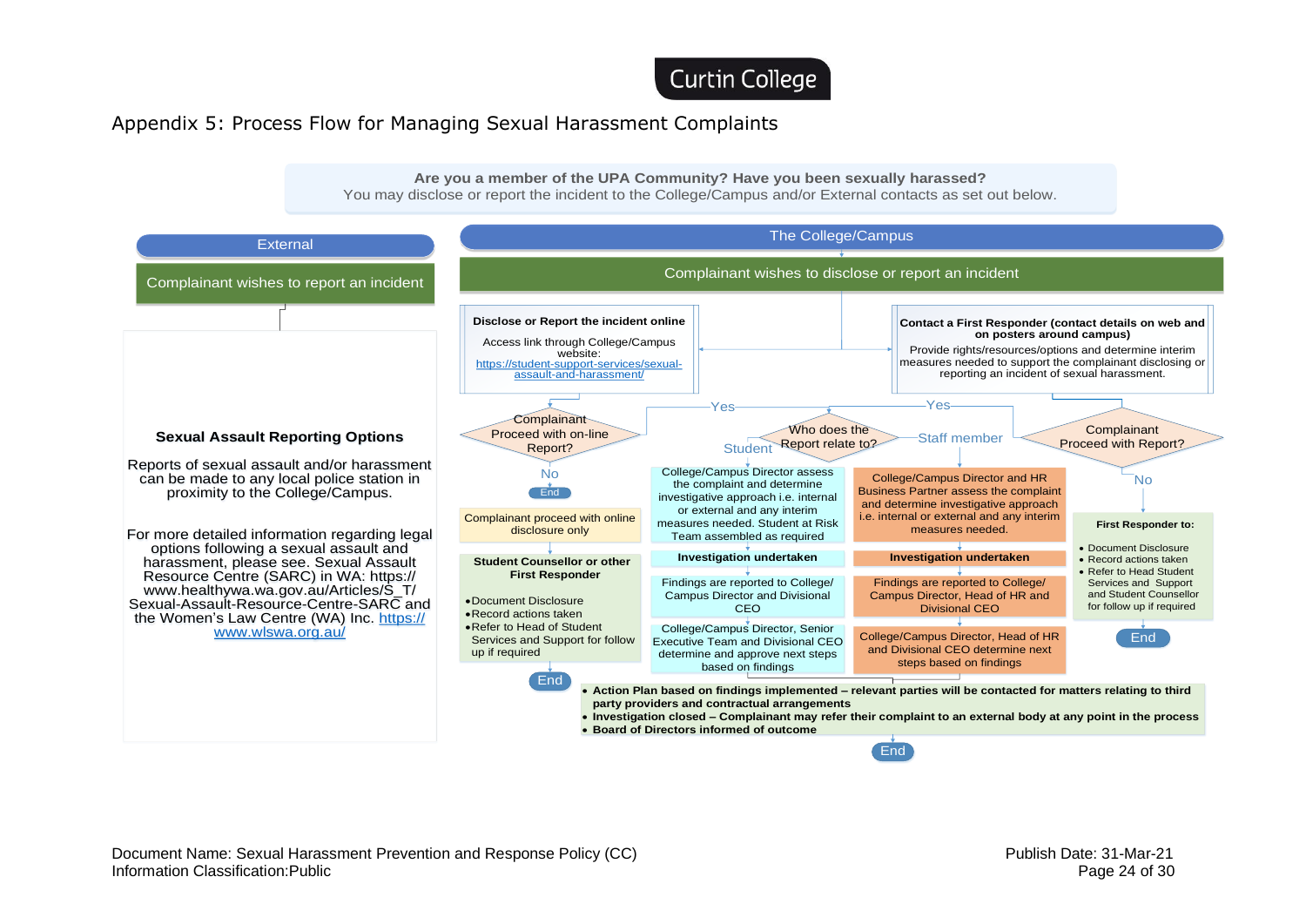Curtin College

# Appendix 5: Process Flow for Managing Sexual Harassment Complaints

**Are you a member of the UPA Community? Have you been sexually harassed?**
You may disclose or report the incident to the College/Campus and/or External contacts as set out below.

## External

**Complainant wishes to report an incident**

**Sexual Assault Reporting Options**

Reports of sexual assault and/or harassment can be made to any local police station in proximity to the College/Campus.

For more detailed information regarding legal options following a sexual assault and harassment, please see. Sexual Assault Resource Centre (SARC) in WA: https://www.healthywa.wa.gov.au/Articles/S_T/Sexual-Assault-Resource-Centre-SARC and the Women's Law Centre (WA) Inc. https://www.wlswa.org.au/

## The College/Campus

**Complainant wishes to disclose or report an incident**

### Disclose or Report the incident online

Access link through College/Campus website: https://student-support-services/sexual-assault-and-harassment/

**Complainant Proceed with on-line Report?**

- **No** → End
- **Yes** → Who does the Report relate to?

Complainant proceed with online disclosure only

**Student Counsellor or other First Responder**

- Document Disclosure
- Record actions taken
- Refer to Head of Student Services and Support for follow up if required

End

### Contact a First Responder (contact details on web and on posters around campus)

Provide rights/resources/options and determine interim measures needed to support the complainant disclosing or reporting an incident of sexual harassment.

**Complainant Proceed with Report?**

- **Yes** → Who does the Report relate to?
- **No** → First Responder to:
  - Document Disclosure
  - Record actions taken
  - Refer to Head Student Services and Support and Student Counsellor for follow up if required
  - End

### Who does the Report relate to?

**Student:**

1. College/Campus Director assess the complaint and determine investigative approach i.e. internal or external and any interim measures needed. Student at Risk Team assembled as required
2. **Investigation undertaken**
3. Findings are reported to College/Campus Director and Divisional CEO
4. College/Campus Director, Senior Executive Team and Divisional CEO determine and approve next steps based on findings

**Staff member:**

1. College/Campus Director and HR Business Partner assess the complaint and determine investigative approach i.e. internal or external and any interim measures needed.
2. **Investigation undertaken**
3. Findings are reported to College/Campus Director, Head of HR and Divisional CEO
4. College/Campus Director, Head of HR and Divisional CEO determine next steps based on findings

Then:

- **Action Plan based on findings implemented – relevant parties will be contacted for matters relating to third party providers and contractual arrangements**
- **Investigation closed – Complainant may refer their complaint to an external body at any point in the process**
- **Board of Directors informed of outcome**

End

Document Name: Sexual Harassment Prevention and Response Policy (CC)
Information Classification:Public
Publish Date: 31-Mar-21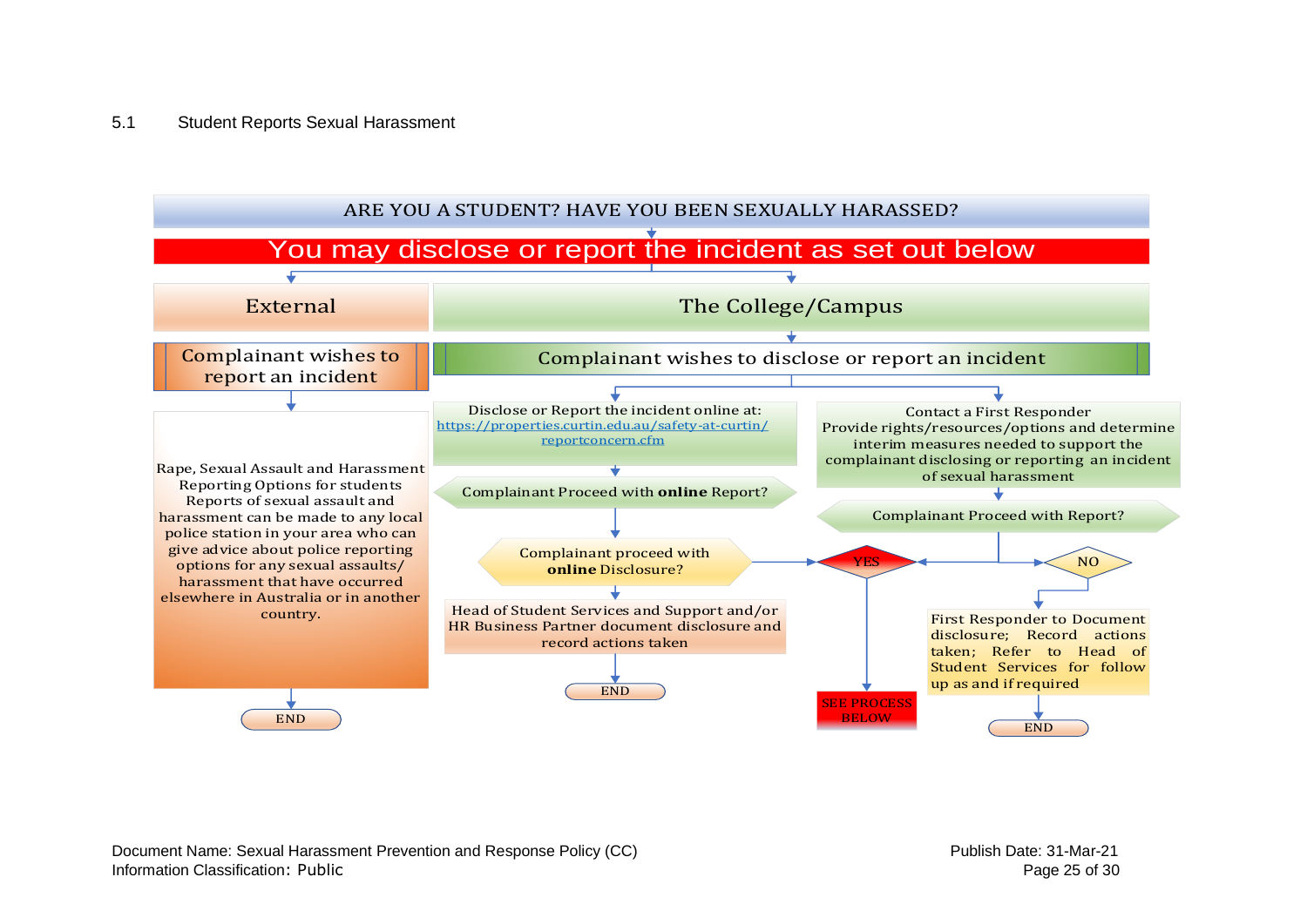## 5.1 Student Reports Sexual Harassment

ARE YOU A STUDENT? HAVE YOU BEEN SEXUALLY HARASSED?

**You may disclose or report the incident as set out below**

### External

Complainant wishes to report an incident

Rape, Sexual Assault and Harassment Reporting Options for students Reports of sexual assault and harassment can be made to any local police station in your area who can give advice about police reporting options for any sexual assaults/ harassment that have occurred elsewhere in Australia or in another country.

END

### The College/Campus

Complainant wishes to disclose or report an incident

Disclose or Report the incident online at: https://properties.curtin.edu.au/safety-at-curtin/reportconcern.cfm

Complainant Proceed with **online** Report?

Complainant proceed with **online** Disclosure?

Head of Student Services and Support and/or HR Business Partner document disclosure and record actions taken

END

Contact a First Responder
Provide rights/resources/options and determine interim measures needed to support the complainant disclosing or reporting an incident of sexual harassment

Complainant Proceed with Report?

YES → SEE PROCESS BELOW

NO → First Responder to Document disclosure; Record actions taken; Refer to Head of Student Services for follow up as and if required

END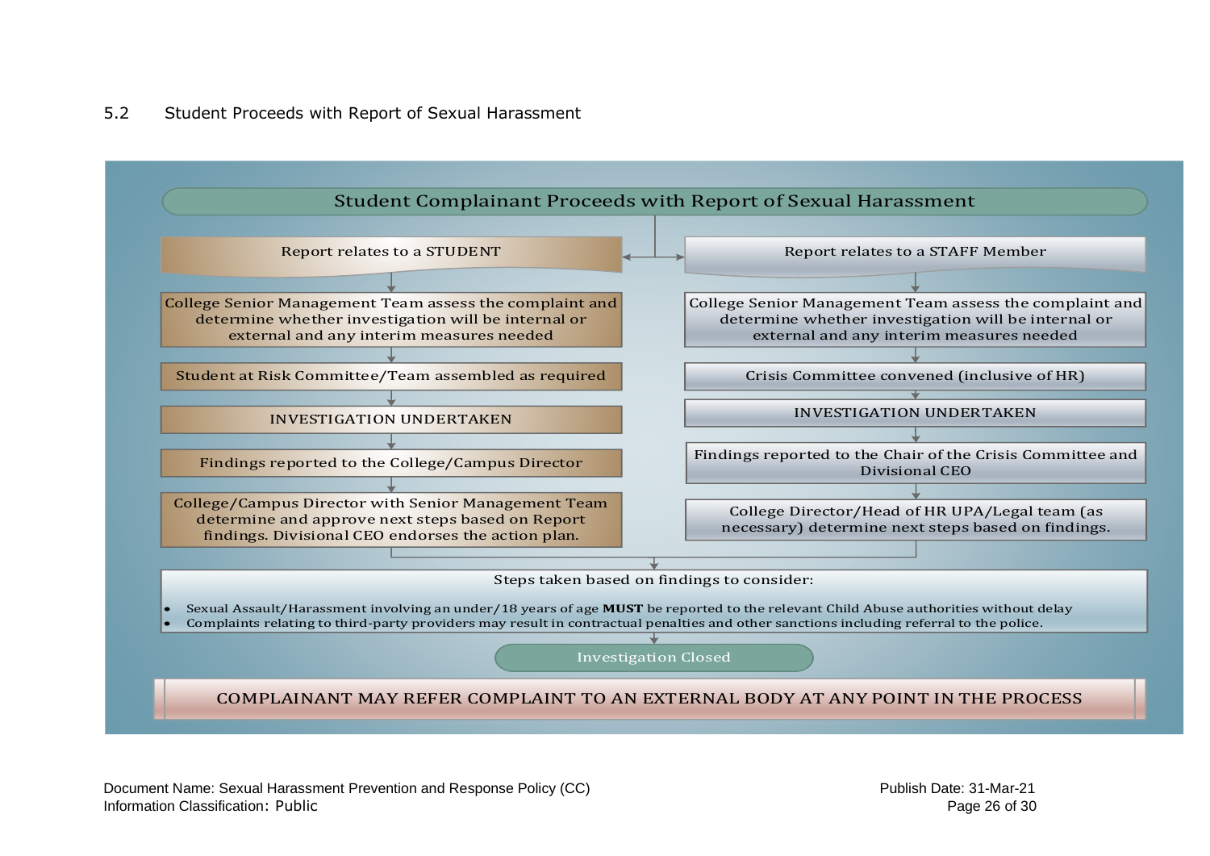## 5.2 Student Proceeds with Report of Sexual Harassment

**Student Complainant Proceeds with Report of Sexual Harassment**

**Report relates to a STUDENT**

- College Senior Management Team assess the complaint and determine whether investigation will be internal or external and any interim measures needed
- Student at Risk Committee/Team assembled as required
- INVESTIGATION UNDERTAKEN
- Findings reported to the College/Campus Director
- College/Campus Director with Senior Management Team determine and approve next steps based on Report findings. Divisional CEO endorses the action plan.

**Report relates to a STAFF Member**

- College Senior Management Team assess the complaint and determine whether investigation will be internal or external and any interim measures needed
- Crisis Committee convened (inclusive of HR)
- INVESTIGATION UNDERTAKEN
- Findings reported to the Chair of the Crisis Committee and Divisional CEO
- College Director/Head of HR UPA/Legal team (as necessary) determine next steps based on findings.

**Steps taken based on findings to consider:**

- Sexual Assault/Harassment involving an under/18 years of age **MUST** be reported to the relevant Child Abuse authorities without delay
- Complaints relating to third-party providers may result in contractual penalties and other sanctions including referral to the police.

**Investigation Closed**

**COMPLAINANT MAY REFER COMPLAINT TO AN EXTERNAL BODY AT ANY POINT IN THE PROCESS**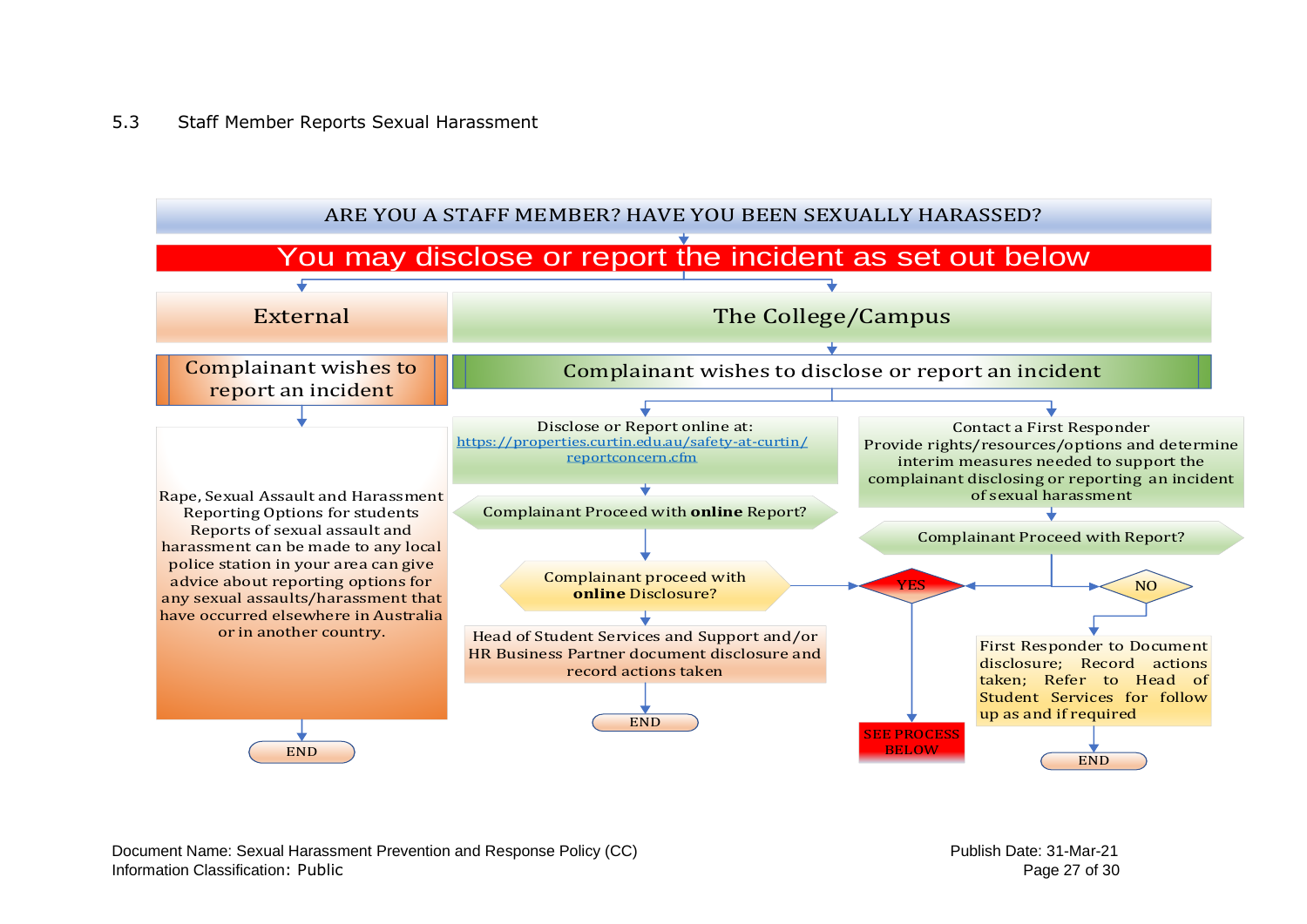## 5.3 Staff Member Reports Sexual Harassment

**ARE YOU A STAFF MEMBER? HAVE YOU BEEN SEXUALLY HARASSED?**

**You may disclose or report the incident as set out below**

### External

Complainant wishes to report an incident

Rape, Sexual Assault and Harassment Reporting Options for students Reports of sexual assault and harassment can be made to any local police station in your area can give advice about reporting options for any sexual assaults/harassment that have occurred elsewhere in Australia or in another country.

END

### The College/Campus

Complainant wishes to disclose or report an incident

**Option 1:**

Disclose or Report online at: https://properties.curtin.edu.au/safety-at-curtin/reportconcern.cfm

Complainant Proceed with **online** Report?

Complainant proceed with **online** Disclosure? → YES

Head of Student Services and Support and/or HR Business Partner document disclosure and record actions taken

END

**Option 2:**

Contact a First Responder
Provide rights/resources/options and determine interim measures needed to support the complainant disclosing or reporting an incident of sexual harassment

Complainant Proceed with Report?

- YES → SEE PROCESS BELOW
- NO → First Responder to Document disclosure; Record actions taken; Refer to Head of Student Services for follow up as and if required → END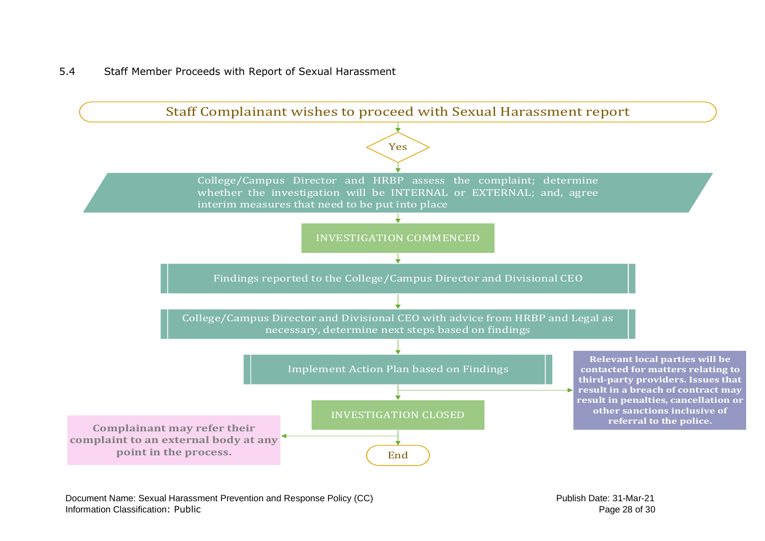## 5.4 Staff Member Proceeds with Report of Sexual Harassment

Staff Complainant wishes to proceed with Sexual Harassment report

Yes

College/Campus Director and HRBP assess the complaint; determine whether the investigation will be INTERNAL or EXTERNAL; and, agree interim measures that need to be put into place

INVESTIGATION COMMENCED

Findings reported to the College/Campus Director and Divisional CEO

College/Campus Director and Divisional CEO with advice from HRBP and Legal as necessary, determine next steps based on findings

Implement Action Plan based on Findings

**Relevant local parties will be contacted for matters relating to third-party providers. Issues that result in a breach of contract may result in penalties, cancellation or other sanctions inclusive of referral to the police.**

INVESTIGATION CLOSED

**Complainant may refer their complaint to an external body at any point in the process.**

End

Document Name: Sexual Harassment Prevention and Response Policy (CC)
Information Classification: Public
Publish Date: 31-Mar-21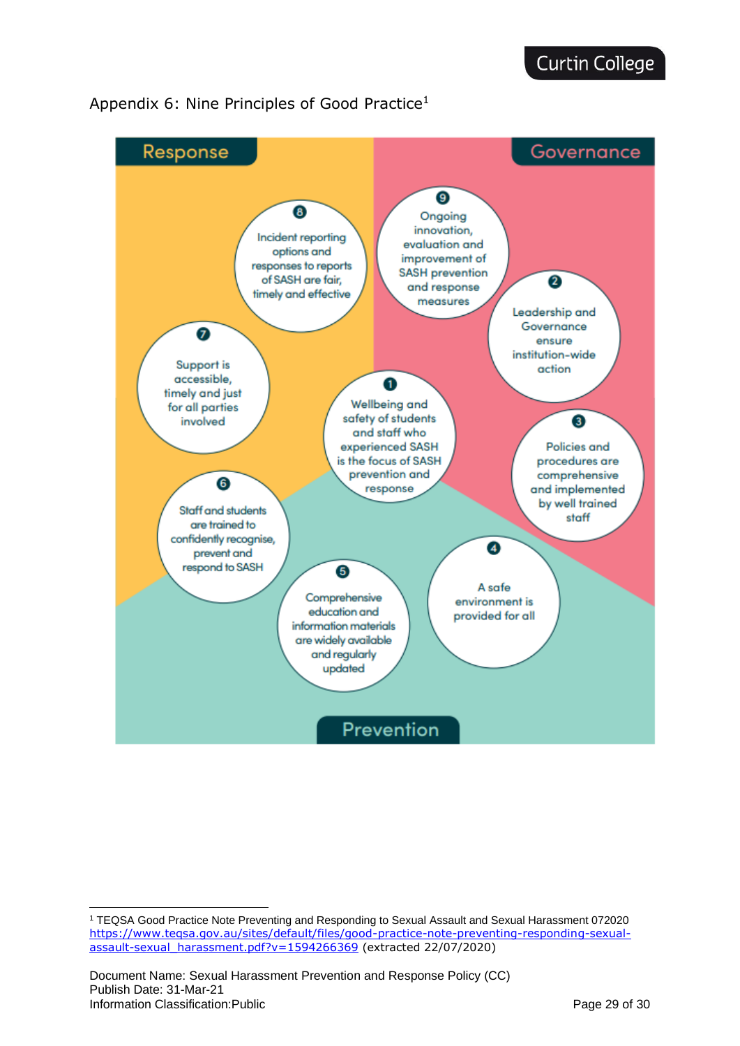## Appendix 6: Nine Principles of Good Practice[1]

**Response**

**Governance**

**Prevention**

1. Wellbeing and safety of students and staff who experienced SASH is the focus of SASH prevention and response
2. Leadership and Governance ensure institution-wide action
3. Policies and procedures are comprehensive and implemented by well trained staff
4. A safe environment is provided for all
5. Comprehensive education and information materials are widely available and regularly updated
6. Staff and students are trained to confidently recognise, prevent and respond to SASH
7. Support is accessible, timely and just for all parties involved
8. Incident reporting options and responses to reports of SASH are fair, timely and effective
9. Ongoing innovation, evaluation and improvement of SASH prevention and response measures

---

[1] TEQSA Good Practice Note Preventing and Responding to Sexual Assault and Sexual Harassment 072020 https://www.teqsa.gov.au/sites/default/files/good-practice-note-preventing-responding-sexual-assault-sexual_harassment.pdf?v=1594266369 (extracted 22/07/2020)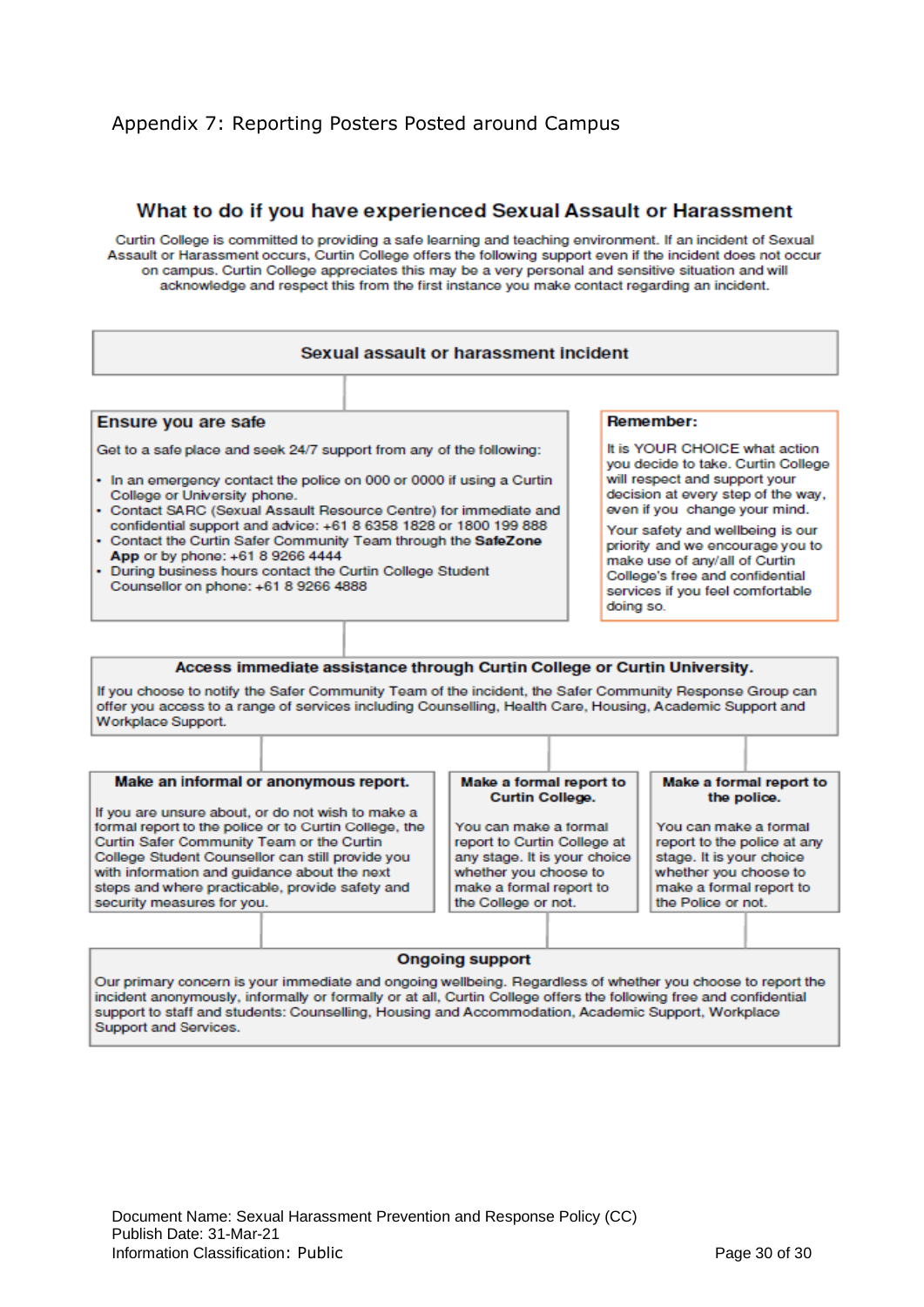Appendix 7: Reporting Posters Posted around Campus

## What to do if you have experienced Sexual Assault or Harassment

Curtin College is committed to providing a safe learning and teaching environment. If an incident of Sexual Assault or Harassment occurs, Curtin College offers the following support even if the incident does not occur on campus. Curtin College appreciates this may be a very personal and sensitive situation and will acknowledge and respect this from the first instance you make contact regarding an incident.

### Sexual assault or harassment incident

#### Ensure you are safe

Get to a safe place and seek 24/7 support from any of the following:

- In an emergency contact the police on 000 or 0000 if using a Curtin College or University phone.
- Contact SARC (Sexual Assault Resource Centre) for immediate and confidential support and advice: +61 8 6358 1828 or 1800 199 888
- Contact the Curtin Safer Community Team through the **SafeZone App** or by phone: +61 8 9266 4444
- During business hours contact the Curtin College Student Counsellor on phone: +61 8 9266 4888

#### Remember:

It is YOUR CHOICE what action you decide to take. Curtin College will respect and support your decision at every step of the way, even if you change your mind.

Your safety and wellbeing is our priority and we encourage you to make use of any/all of Curtin College's free and confidential services if you feel comfortable doing so.

#### Access immediate assistance through Curtin College or Curtin University.

If you choose to notify the Safer Community Team of the incident, the Safer Community Response Group can offer you access to a range of services including Counselling, Health Care, Housing, Academic Support and Workplace Support.

#### Make an informal or anonymous report.

If you are unsure about, or do not wish to make a formal report to the police or to Curtin College, the Curtin Safer Community Team or the Curtin College Student Counsellor can still provide you with information and guidance about the next steps and where practicable, provide safety and security measures for you.

#### Make a formal report to Curtin College.

You can make a formal report to Curtin College at any stage. It is your choice whether you choose to make a formal report to the College or not.

#### Make a formal report to the police.

You can make a formal report to the police at any stage. It is your choice whether you choose to make a formal report to the Police or not.

#### Ongoing support

Our primary concern is your immediate and ongoing wellbeing. Regardless of whether you choose to report the incident anonymously, informally or formally or at all, Curtin College offers the following free and confidential support to staff and students: Counselling, Housing and Accommodation, Academic Support, Workplace Support and Services.

Document Name: Sexual Harassment Prevention and Response Policy (CC)
Publish Date: 31-Mar-21
Information Classification: Public